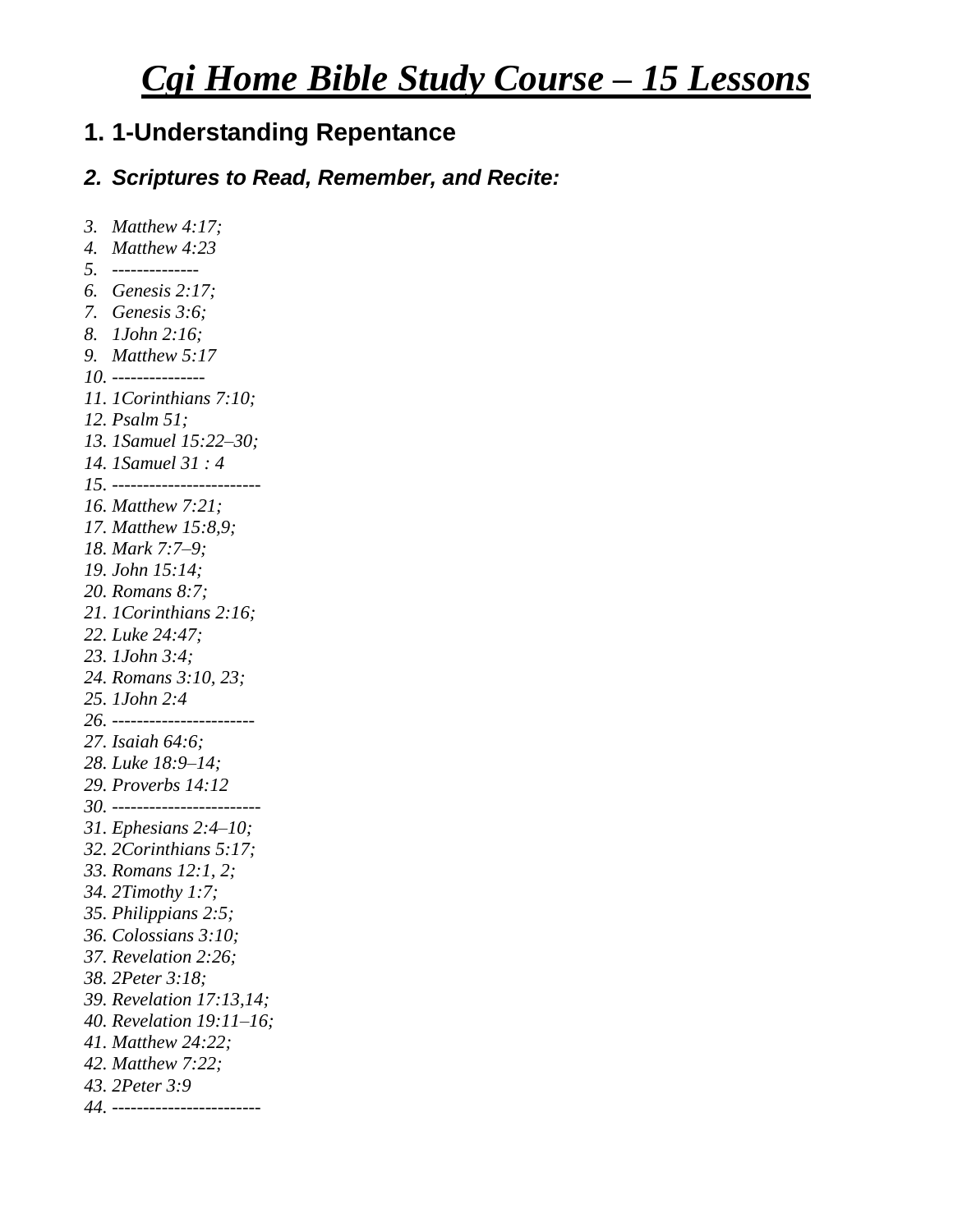# *Cgi Home Bible Study Course – 15 Lessons*

1. **1-Understanding Repentance**

2. ***Scriptures to Read, Remember, and Recite:***

3. *Matthew 4:17;*
4. *Matthew 4:23*
5. *--------------*
6. *Genesis 2:17;*
7. *Genesis 3:6;*
8. *1John 2:16;*
9. *Matthew 5:17*
10. *---------------*
11. *1Corinthians 7:10;*
12. *Psalm 51;*
13. *1Samuel 15:22–30;*
14. *1Samuel 31 : 4*
15. *------------------------*
16. *Matthew 7:21;*
17. *Matthew 15:8,9;*
18. *Mark 7:7–9;*
19. *John 15:14;*
20. *Romans 8:7;*
21. *1Corinthians 2:16;*
22. *Luke 24:47;*
23. *1John 3:4;*
24. *Romans 3:10, 23;*
25. *1John 2:4*
26. *-----------------------*
27. *Isaiah 64:6;*
28. *Luke 18:9–14;*
29. *Proverbs 14:12*
30. *------------------------*
31. *Ephesians 2:4–10;*
32. *2Corinthians 5:17;*
33. *Romans 12:1, 2;*
34. *2Timothy 1:7;*
35. *Philippians 2:5;*
36. *Colossians 3:10;*
37. *Revelation 2:26;*
38. *2Peter 3:18;*
39. *Revelation 17:13,14;*
40. *Revelation 19:11–16;*
41. *Matthew 24:22;*
42. *Matthew 7:22;*
43. *2Peter 3:9*
44. *------------------------*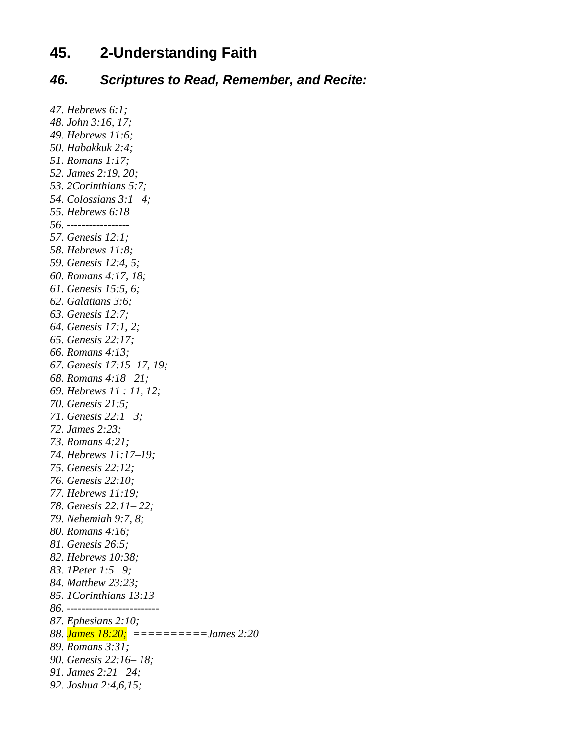## 45. 2-Understanding Faith

### *46. Scriptures to Read, Remember, and Recite:*

*47. Hebrews 6:1;*
*48. John 3:16, 17;*
*49. Hebrews 11:6;*
*50. Habakkuk 2:4;*
*51. Romans 1:17;*
*52. James 2:19, 20;*
*53. 2Corinthians 5:7;*
*54. Colossians 3:1– 4;*
*55. Hebrews 6:18*
*56. -----------------*
*57. Genesis 12:1;*
*58. Hebrews 11:8;*
*59. Genesis 12:4, 5;*
*60. Romans 4:17, 18;*
*61. Genesis 15:5, 6;*
*62. Galatians 3:6;*
*63. Genesis 12:7;*
*64. Genesis 17:1, 2;*
*65. Genesis 22:17;*
*66. Romans 4:13;*
*67. Genesis 17:15–17, 19;*
*68. Romans 4:18– 21;*
*69. Hebrews 11 : 11, 12;*
*70. Genesis 21:5;*
*71. Genesis 22:1– 3;*
*72. James 2:23;*
*73. Romans 4:21;*
*74. Hebrews 11:17–19;*
*75. Genesis 22:12;*
*76. Genesis 22:10;*
*77. Hebrews 11:19;*
*78. Genesis 22:11– 22;*
*79. Nehemiah 9:7, 8;*
*80. Romans 4:16;*
*81. Genesis 26:5;*
*82. Hebrews 10:38;*
*83. 1Peter 1:5– 9;*
*84. Matthew 23:23;*
*85. 1Corinthians 13:13*
*86. -------------------------*
*87. Ephesians 2:10;*
*88. James 18:20;  ==========James 2:20*
*89. Romans 3:31;*
*90. Genesis 22:16– 18;*
*91. James 2:21– 24;*
*92. Joshua 2:4,6,15;*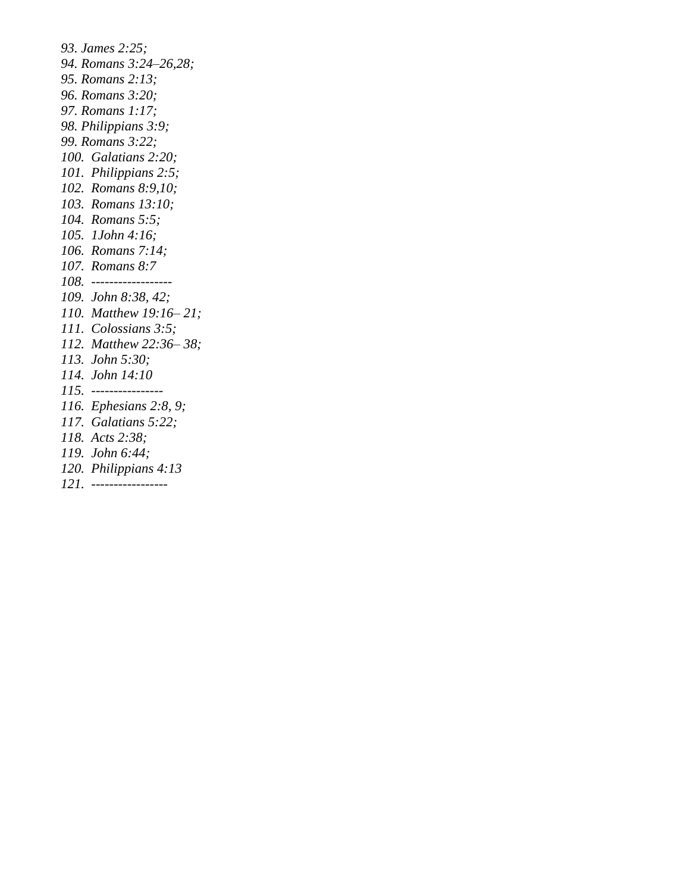*93. James 2:25;*
*94. Romans 3:24–26,28;*
*95. Romans 2:13;*
*96. Romans 3:20;*
*97. Romans 1:17;*
*98. Philippians 3:9;*
*99. Romans 3:22;*
*100. Galatians 2:20;*
*101. Philippians 2:5;*
*102. Romans 8:9,10;*
*103. Romans 13:10;*
*104. Romans 5:5;*
*105. 1John 4:16;*
*106. Romans 7:14;*
*107. Romans 8:7*
*108. ------------------*
*109. John 8:38, 42;*
*110. Matthew 19:16– 21;*
*111. Colossians 3:5;*
*112. Matthew 22:36– 38;*
*113. John 5:30;*
*114. John 14:10*
*115. ----------------*
*116. Ephesians 2:8, 9;*
*117. Galatians 5:22;*
*118. Acts 2:38;*
*119. John 6:44;*
*120. Philippians 4:13*
*121. -----------------*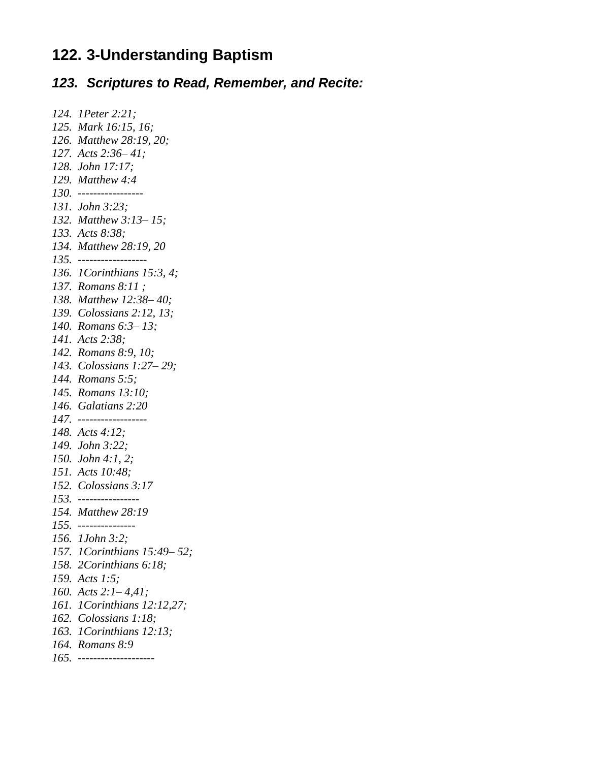## 122. 3-Understanding Baptism

### *123. Scriptures to Read, Remember, and Recite:*

*124. 1Peter 2:21;*
*125. Mark 16:15, 16;*
*126. Matthew 28:19, 20;*
*127. Acts 2:36– 41;*
*128. John 17:17;*
*129. Matthew 4:4*
*130. -----------------*
*131. John 3:23;*
*132. Matthew 3:13– 15;*
*133. Acts 8:38;*
*134. Matthew 28:19, 20*
*135. ------------------*
*136. 1Corinthians 15:3, 4;*
*137. Romans 8:11 ;*
*138. Matthew 12:38– 40;*
*139. Colossians 2:12, 13;*
*140. Romans 6:3– 13;*
*141. Acts 2:38;*
*142. Romans 8:9, 10;*
*143. Colossians 1:27– 29;*
*144. Romans 5:5;*
*145. Romans 13:10;*
*146. Galatians 2:20*
*147. ------------------*
*148. Acts 4:12;*
*149. John 3:22;*
*150. John 4:1, 2;*
*151. Acts 10:48;*
*152. Colossians 3:17*
*153. ----------------*
*154. Matthew 28:19*
*155. ---------------*
*156. 1John 3:2;*
*157. 1Corinthians 15:49– 52;*
*158. 2Corinthians 6:18;*
*159. Acts 1:5;*
*160. Acts 2:1– 4,41;*
*161. 1Corinthians 12:12,27;*
*162. Colossians 1:18;*
*163. 1Corinthians 12:13;*
*164. Romans 8:9*
*165. --------------------*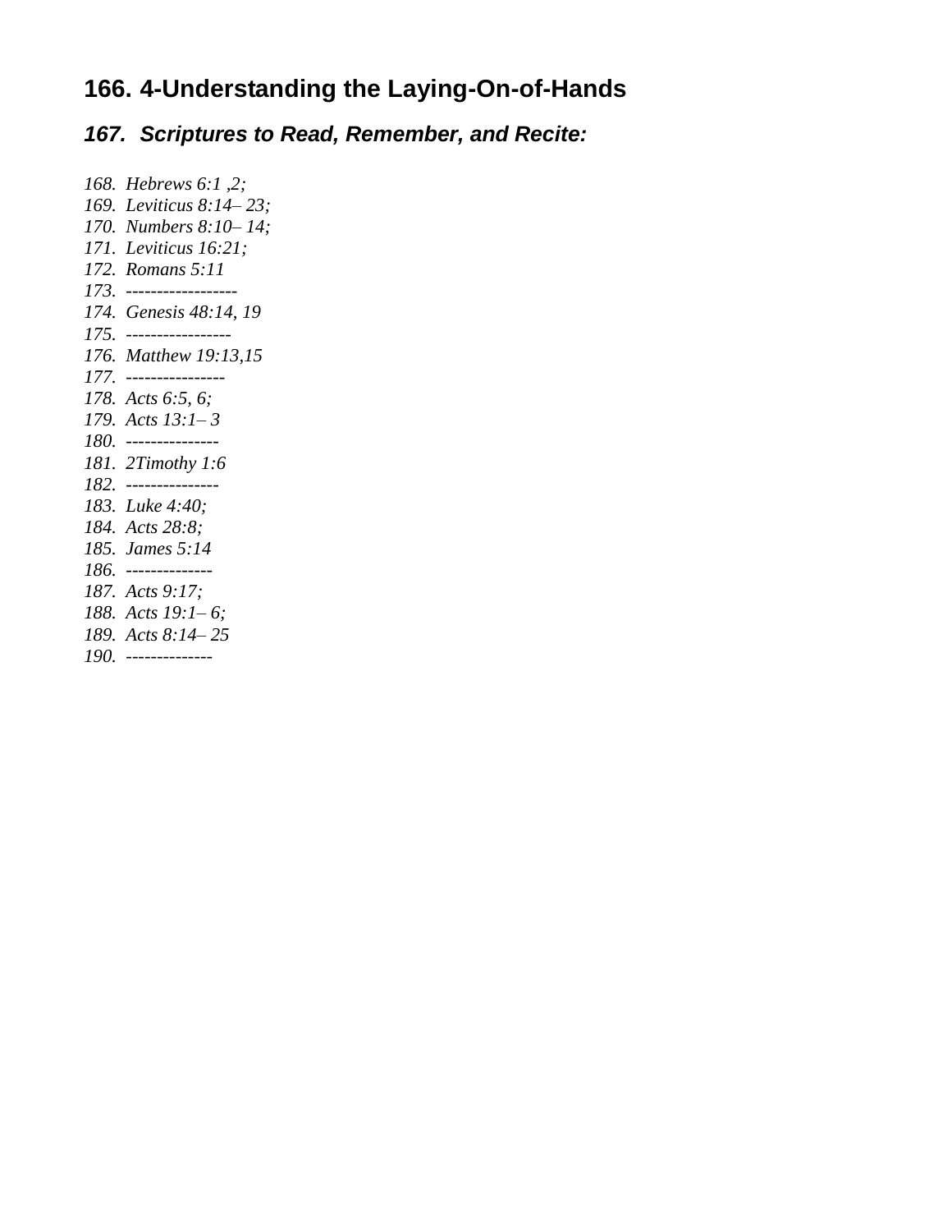## 166. 4-Understanding the Laying-On-of-Hands

### *167. Scriptures to Read, Remember, and Recite:*

*168. Hebrews 6:1 ,2;*
*169. Leviticus 8:14– 23;*
*170. Numbers 8:10– 14;*
*171. Leviticus 16:21;*
*172. Romans 5:11*
*173. ------------------*
*174. Genesis 48:14, 19*
*175. -----------------*
*176. Matthew 19:13,15*
*177. ----------------*
*178. Acts 6:5, 6;*
*179. Acts 13:1– 3*
*180. ---------------*
*181. 2Timothy 1:6*
*182. ---------------*
*183. Luke 4:40;*
*184. Acts 28:8;*
*185. James 5:14*
*186. --------------*
*187. Acts 9:17;*
*188. Acts 19:1– 6;*
*189. Acts 8:14– 25*
*190. --------------*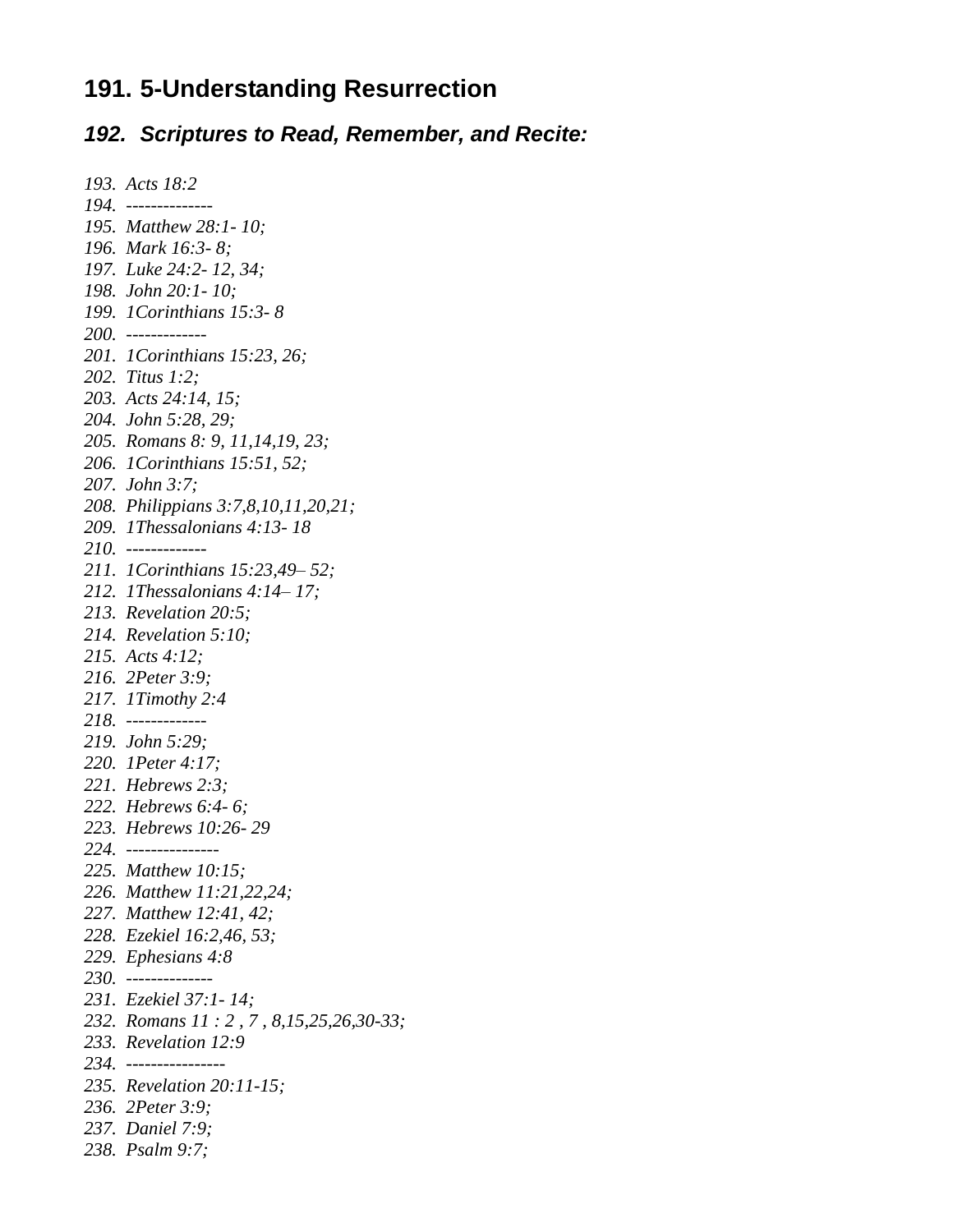# 191. 5-Understanding Resurrection

## *192. Scriptures to Read, Remember, and Recite:*

*193. Acts 18:2*
*194. --------------*
*195. Matthew 28:1- 10;*
*196. Mark 16:3- 8;*
*197. Luke 24:2- 12, 34;*
*198. John 20:1- 10;*
*199. 1Corinthians 15:3- 8*
*200. -------------*
*201. 1Corinthians 15:23, 26;*
*202. Titus 1:2;*
*203. Acts 24:14, 15;*
*204. John 5:28, 29;*
*205. Romans 8: 9, 11,14,19, 23;*
*206. 1Corinthians 15:51, 52;*
*207. John 3:7;*
*208. Philippians 3:7,8,10,11,20,21;*
*209. 1Thessalonians 4:13- 18*
*210. -------------*
*211. 1Corinthians 15:23,49– 52;*
*212. 1Thessalonians 4:14– 17;*
*213. Revelation 20:5;*
*214. Revelation 5:10;*
*215. Acts 4:12;*
*216. 2Peter 3:9;*
*217. 1Timothy 2:4*
*218. -------------*
*219. John 5:29;*
*220. 1Peter 4:17;*
*221. Hebrews 2:3;*
*222. Hebrews 6:4- 6;*
*223. Hebrews 10:26- 29*
*224. ---------------*
*225. Matthew 10:15;*
*226. Matthew 11:21,22,24;*
*227. Matthew 12:41, 42;*
*228. Ezekiel 16:2,46, 53;*
*229. Ephesians 4:8*
*230. --------------*
*231. Ezekiel 37:1- 14;*
*232. Romans 11 : 2 , 7 , 8,15,25,26,30-33;*
*233. Revelation 12:9*
*234. ----------------*
*235. Revelation 20:11-15;*
*236. 2Peter 3:9;*
*237. Daniel 7:9;*
*238. Psalm 9:7;*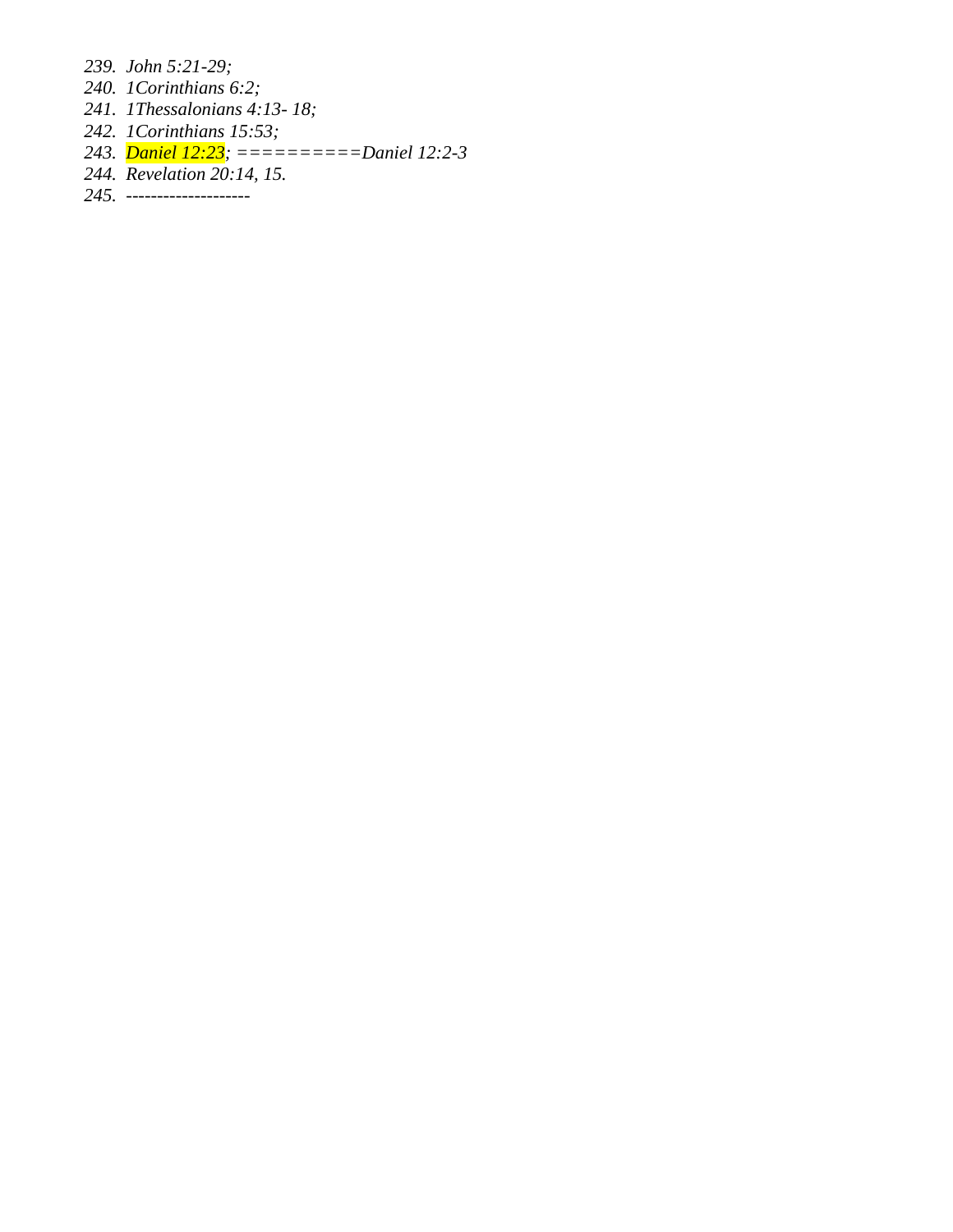239. *John 5:21-29;*
240. *1Corinthians 6:2;*
241. *1Thessalonians 4:13- 18;*
242. *1Corinthians 15:53;*
243. *Daniel 12:23; ==========Daniel 12:2-3*
244. *Revelation 20:14, 15.*
245. *--------------------*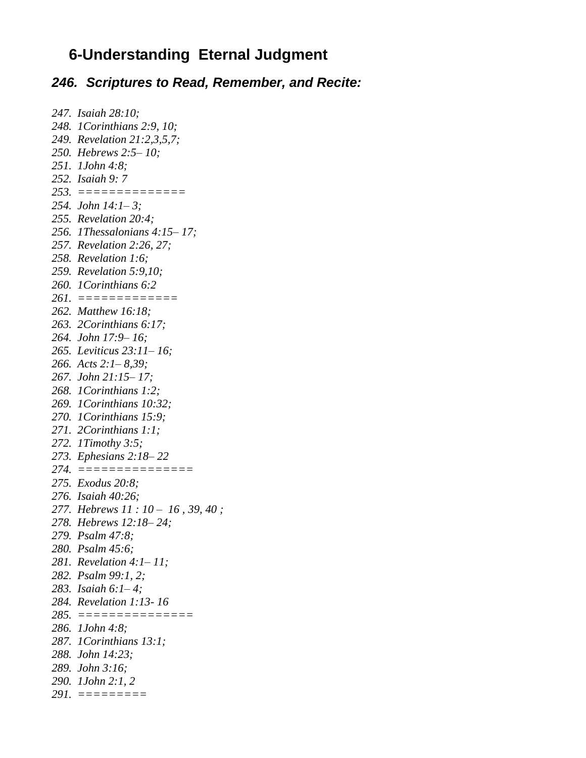## 6-Understanding Eternal Judgment

### *246. Scriptures to Read, Remember, and Recite:*

*247. Isaiah 28:10;*
*248. 1Corinthians 2:9, 10;*
*249. Revelation 21:2,3,5,7;*
*250. Hebrews 2:5– 10;*
*251. 1John 4:8;*
*252. Isaiah 9: 7*
*253. ==============*
*254. John 14:1– 3;*
*255. Revelation 20:4;*
*256. 1Thessalonians 4:15– 17;*
*257. Revelation 2:26, 27;*
*258. Revelation 1:6;*
*259. Revelation 5:9,10;*
*260. 1Corinthians 6:2*
*261. =============*
*262. Matthew 16:18;*
*263. 2Corinthians 6:17;*
*264. John 17:9– 16;*
*265. Leviticus 23:11– 16;*
*266. Acts 2:1– 8,39;*
*267. John 21:15– 17;*
*268. 1Corinthians 1:2;*
*269. 1Corinthians 10:32;*
*270. 1Corinthians 15:9;*
*271. 2Corinthians 1:1;*
*272. 1Timothy 3:5;*
*273. Ephesians 2:18– 22*
*274. ===============*
*275. Exodus 20:8;*
*276. Isaiah 40:26;*
*277. Hebrews 11 : 10 – 16 , 39, 40 ;*
*278. Hebrews 12:18– 24;*
*279. Psalm 47:8;*
*280. Psalm 45:6;*
*281. Revelation 4:1– 11;*
*282. Psalm 99:1, 2;*
*283. Isaiah 6:1– 4;*
*284. Revelation 1:13- 16*
*285. ===============*
*286. 1John 4:8;*
*287. 1Corinthians 13:1;*
*288. John 14:23;*
*289. John 3:16;*
*290. 1John 2:1, 2*
*291. =========*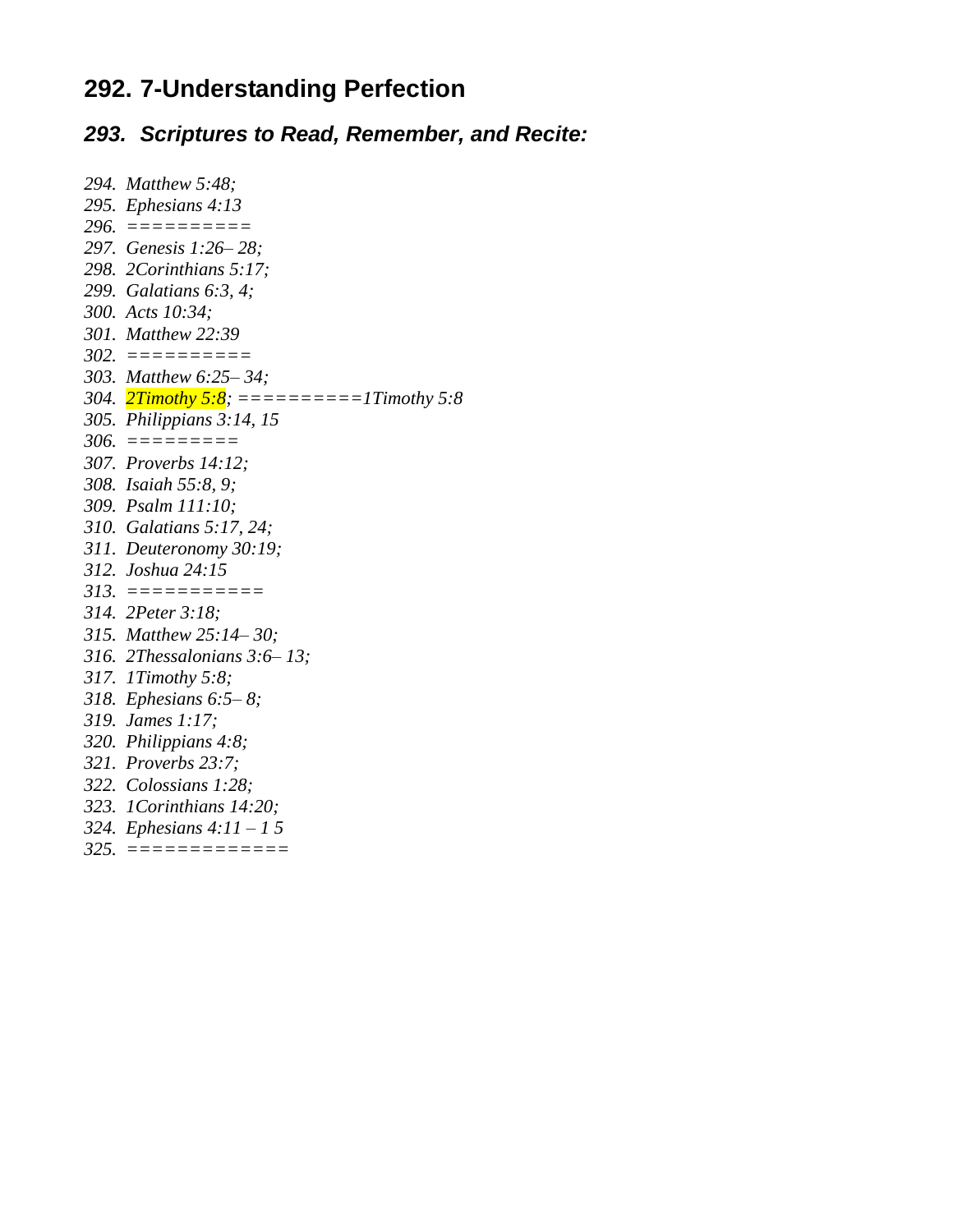## 292. 7-Understanding Perfection

### *293. Scriptures to Read, Remember, and Recite:*

*294. Matthew 5:48;*
*295. Ephesians 4:13*
*296. ==========*
*297. Genesis 1:26– 28;*
*298. 2Corinthians 5:17;*
*299. Galatians 6:3, 4;*
*300. Acts 10:34;*
*301. Matthew 22:39*
*302. ==========*
*303. Matthew 6:25– 34;*
*304. 2Timothy 5:8; ==========1Timothy 5:8*
*305. Philippians 3:14, 15*
*306. =========*
*307. Proverbs 14:12;*
*308. Isaiah 55:8, 9;*
*309. Psalm 111:10;*
*310. Galatians 5:17, 24;*
*311. Deuteronomy 30:19;*
*312. Joshua 24:15*
*313. ===========*
*314. 2Peter 3:18;*
*315. Matthew 25:14– 30;*
*316. 2Thessalonians 3:6– 13;*
*317. 1Timothy 5:8;*
*318. Ephesians 6:5– 8;*
*319. James 1:17;*
*320. Philippians 4:8;*
*321. Proverbs 23:7;*
*322. Colossians 1:28;*
*323. 1Corinthians 14:20;*
*324. Ephesians 4:11 – 1 5*
*325. =============*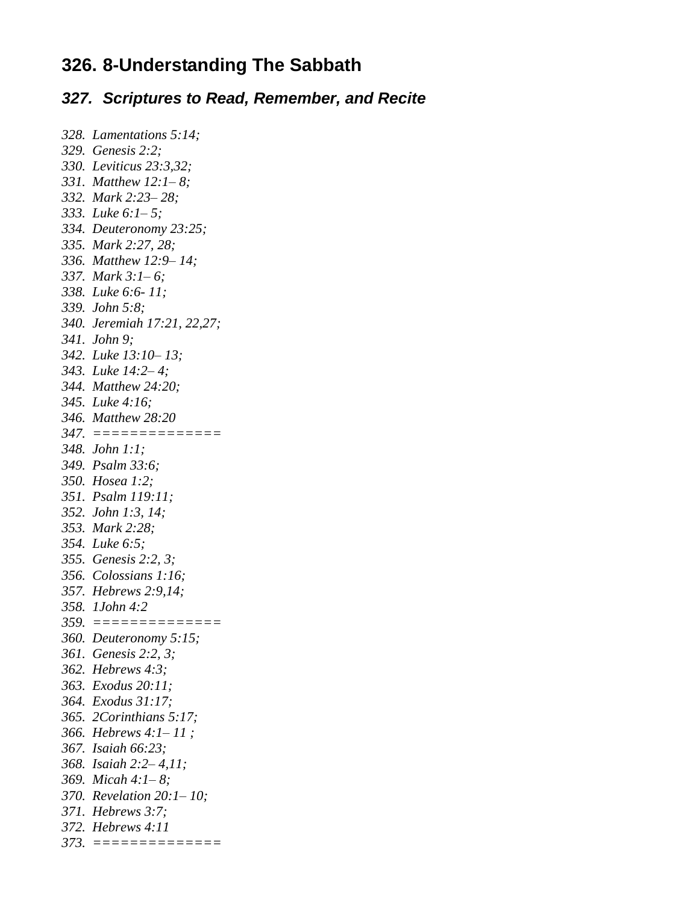## 326. 8-Understanding The Sabbath

### *327. Scriptures to Read, Remember, and Recite*

*328. Lamentations 5:14;*
*329. Genesis 2:2;*
*330. Leviticus 23:3,32;*
*331. Matthew 12:1– 8;*
*332. Mark 2:23– 28;*
*333. Luke 6:1– 5;*
*334. Deuteronomy 23:25;*
*335. Mark 2:27, 28;*
*336. Matthew 12:9– 14;*
*337. Mark 3:1– 6;*
*338. Luke 6:6- 11;*
*339. John 5:8;*
*340. Jeremiah 17:21, 22,27;*
*341. John 9;*
*342. Luke 13:10– 13;*
*343. Luke 14:2– 4;*
*344. Matthew 24:20;*
*345. Luke 4:16;*
*346. Matthew 28:20*
*347. ==============*
*348. John 1:1;*
*349. Psalm 33:6;*
*350. Hosea 1:2;*
*351. Psalm 119:11;*
*352. John 1:3, 14;*
*353. Mark 2:28;*
*354. Luke 6:5;*
*355. Genesis 2:2, 3;*
*356. Colossians 1:16;*
*357. Hebrews 2:9,14;*
*358. 1John 4:2*
*359. ==============*
*360. Deuteronomy 5:15;*
*361. Genesis 2:2, 3;*
*362. Hebrews 4:3;*
*363. Exodus 20:11;*
*364. Exodus 31:17;*
*365. 2Corinthians 5:17;*
*366. Hebrews 4:1– 11 ;*
*367. Isaiah 66:23;*
*368. Isaiah 2:2– 4,11;*
*369. Micah 4:1– 8;*
*370. Revelation 20:1– 10;*
*371. Hebrews 3:7;*
*372. Hebrews 4:11*
*373. ==============*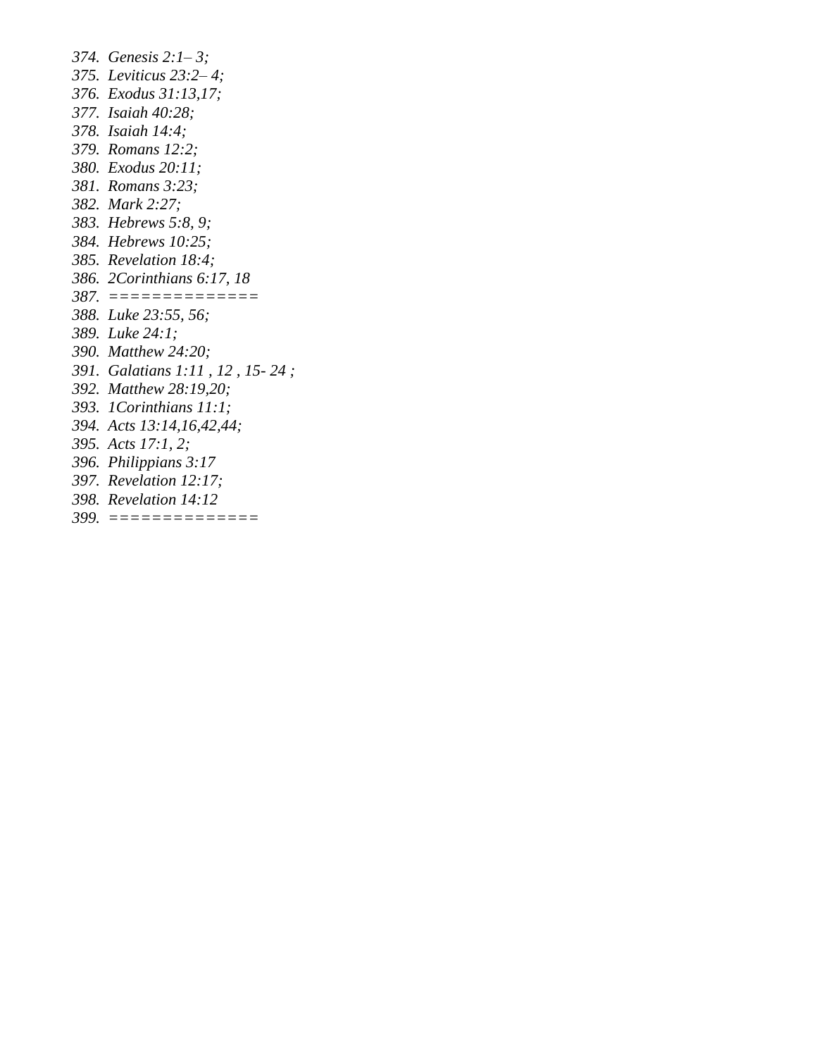374. *Genesis 2:1– 3;*
375. *Leviticus 23:2– 4;*
376. *Exodus 31:13,17;*
377. *Isaiah 40:28;*
378. *Isaiah 14:4;*
379. *Romans 12:2;*
380. *Exodus 20:11;*
381. *Romans 3:23;*
382. *Mark 2:27;*
383. *Hebrews 5:8, 9;*
384. *Hebrews 10:25;*
385. *Revelation 18:4;*
386. *2Corinthians 6:17, 18*
387. *==============*
388. *Luke 23:55, 56;*
389. *Luke 24:1;*
390. *Matthew 24:20;*
391. *Galatians 1:11 , 12 , 15- 24 ;*
392. *Matthew 28:19,20;*
393. *1Corinthians 11:1;*
394. *Acts 13:14,16,42,44;*
395. *Acts 17:1, 2;*
396. *Philippians 3:17*
397. *Revelation 12:17;*
398. *Revelation 14:12*
399. *==============*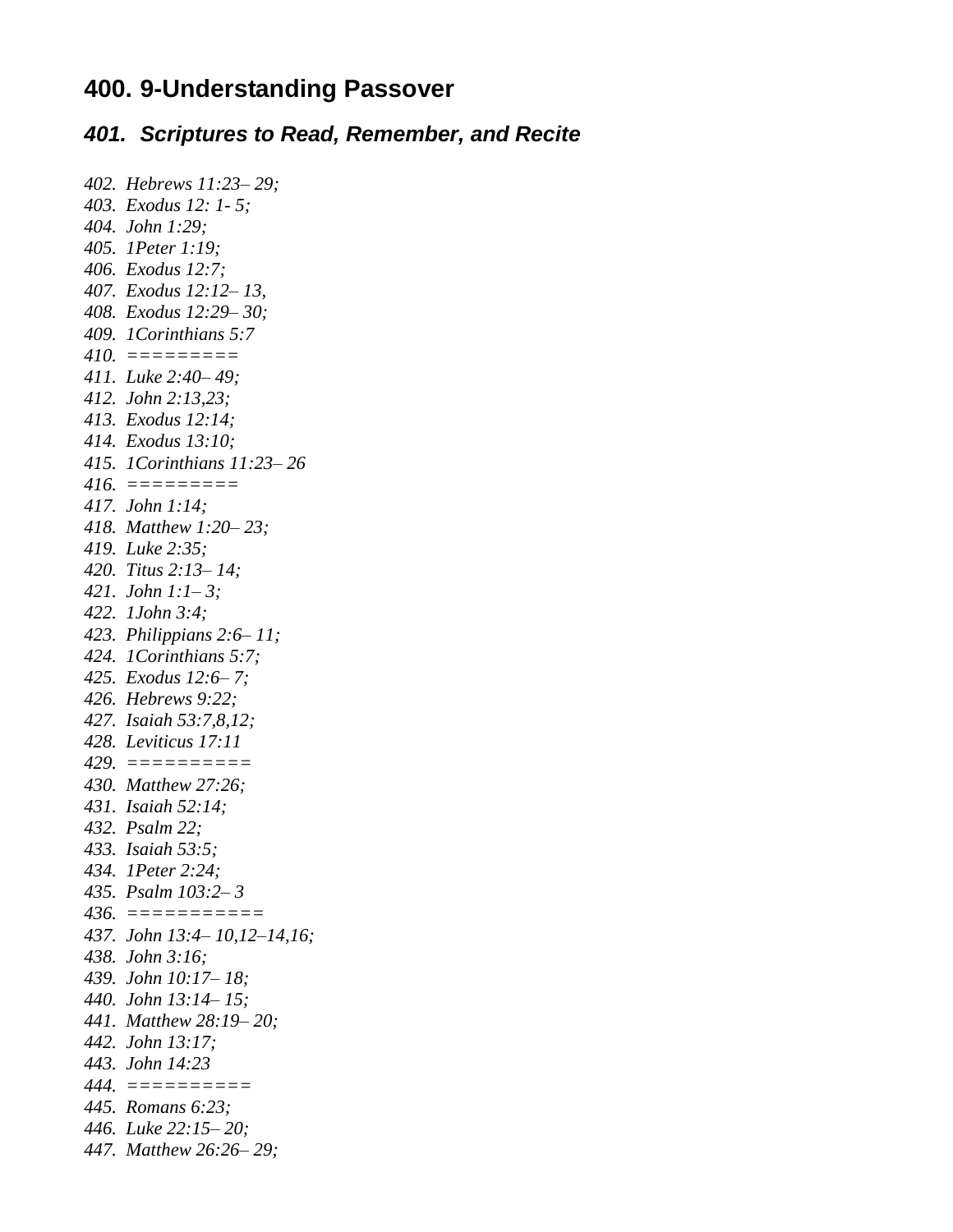## 400. 9-Understanding Passover

### *401. Scriptures to Read, Remember, and Recite*

*402. Hebrews 11:23– 29;*
*403. Exodus 12: 1- 5;*
*404. John 1:29;*
*405. 1Peter 1:19;*
*406. Exodus 12:7;*
*407. Exodus 12:12– 13,*
*408. Exodus 12:29– 30;*
*409. 1Corinthians 5:7*
*410. =========*
*411. Luke 2:40– 49;*
*412. John 2:13,23;*
*413. Exodus 12:14;*
*414. Exodus 13:10;*
*415. 1Corinthians 11:23– 26*
*416. =========*
*417. John 1:14;*
*418. Matthew 1:20– 23;*
*419. Luke 2:35;*
*420. Titus 2:13– 14;*
*421. John 1:1– 3;*
*422. 1John 3:4;*
*423. Philippians 2:6– 11;*
*424. 1Corinthians 5:7;*
*425. Exodus 12:6– 7;*
*426. Hebrews 9:22;*
*427. Isaiah 53:7,8,12;*
*428. Leviticus 17:11*
*429. ==========*
*430. Matthew 27:26;*
*431. Isaiah 52:14;*
*432. Psalm 22;*
*433. Isaiah 53:5;*
*434. 1Peter 2:24;*
*435. Psalm 103:2– 3*
*436. ===========*
*437. John 13:4– 10,12–14,16;*
*438. John 3:16;*
*439. John 10:17– 18;*
*440. John 13:14– 15;*
*441. Matthew 28:19– 20;*
*442. John 13:17;*
*443. John 14:23*
*444. ==========*
*445. Romans 6:23;*
*446. Luke 22:15– 20;*
*447. Matthew 26:26– 29;*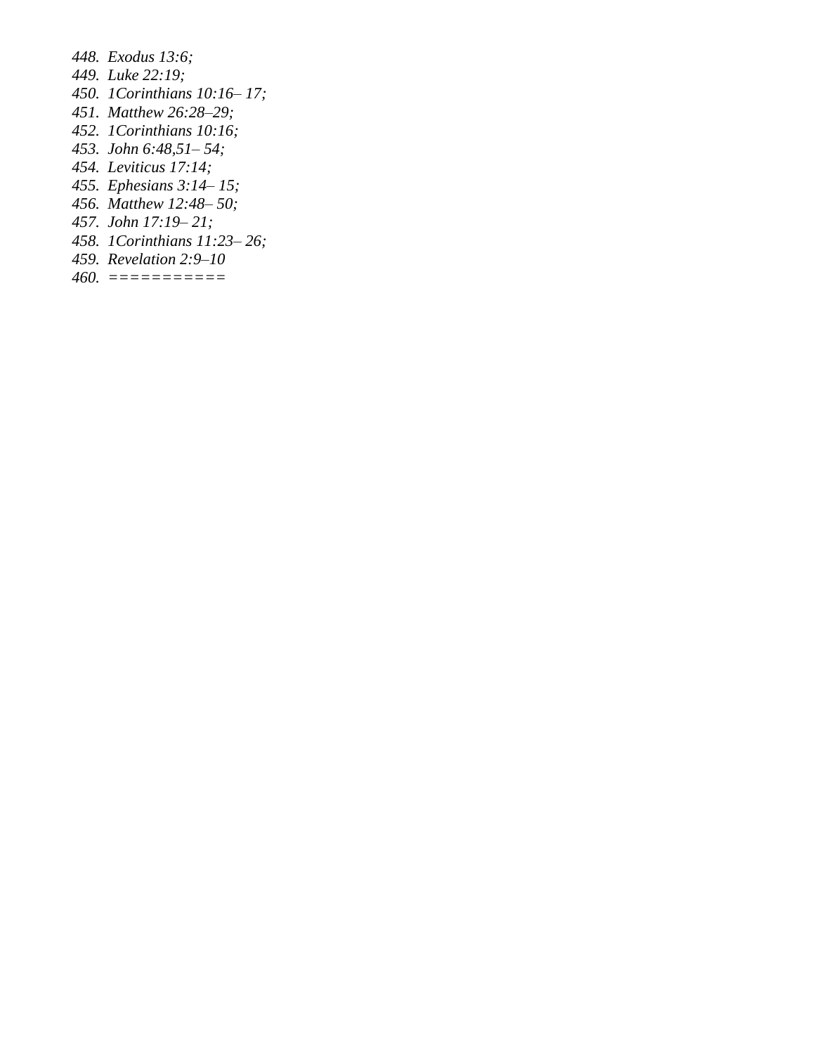448. *Exodus 13:6;*
449. *Luke 22:19;*
450. *1Corinthians 10:16– 17;*
451. *Matthew 26:28–29;*
452. *1Corinthians 10:16;*
453. *John 6:48,51– 54;*
454. *Leviticus 17:14;*
455. *Ephesians 3:14– 15;*
456. *Matthew 12:48– 50;*
457. *John 17:19– 21;*
458. *1Corinthians 11:23– 26;*
459. *Revelation 2:9–10*
460. *===========*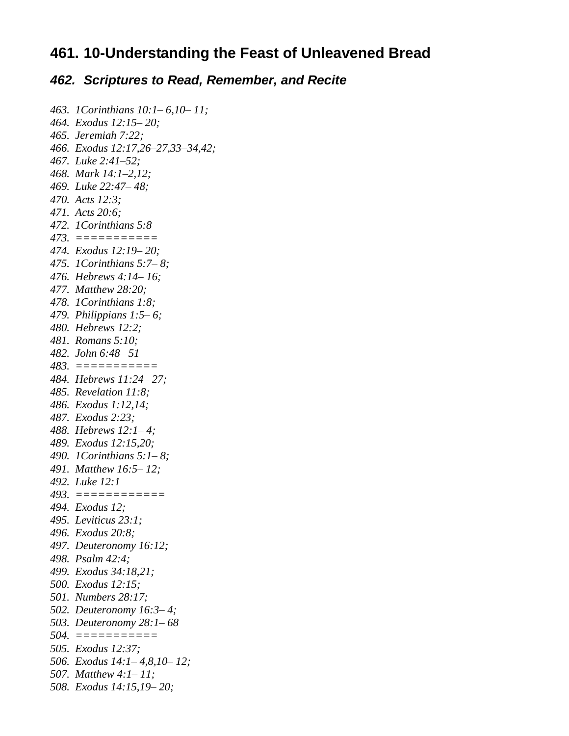# 461. 10-Understanding the Feast of Unleavened Bread

## *462. Scriptures to Read, Remember, and Recite*

463. *1Corinthians 10:1– 6,10– 11;*
464. *Exodus 12:15– 20;*
465. *Jeremiah 7:22;*
466. *Exodus 12:17,26–27,33–34,42;*
467. *Luke 2:41–52;*
468. *Mark 14:1–2,12;*
469. *Luke 22:47– 48;*
470. *Acts 12:3;*
471. *Acts 20:6;*
472. *1Corinthians 5:8*
473. *===========*
474. *Exodus 12:19– 20;*
475. *1Corinthians 5:7– 8;*
476. *Hebrews 4:14– 16;*
477. *Matthew 28:20;*
478. *1Corinthians 1:8;*
479. *Philippians 1:5– 6;*
480. *Hebrews 12:2;*
481. *Romans 5:10;*
482. *John 6:48– 51*
483. *===========*
484. *Hebrews 11:24– 27;*
485. *Revelation 11:8;*
486. *Exodus 1:12,14;*
487. *Exodus 2:23;*
488. *Hebrews 12:1– 4;*
489. *Exodus 12:15,20;*
490. *1Corinthians 5:1– 8;*
491. *Matthew 16:5– 12;*
492. *Luke 12:1*
493. *============*
494. *Exodus 12;*
495. *Leviticus 23:1;*
496. *Exodus 20:8;*
497. *Deuteronomy 16:12;*
498. *Psalm 42:4;*
499. *Exodus 34:18,21;*
500. *Exodus 12:15;*
501. *Numbers 28:17;*
502. *Deuteronomy 16:3– 4;*
503. *Deuteronomy 28:1– 68*
504. *===========*
505. *Exodus 12:37;*
506. *Exodus 14:1– 4,8,10– 12;*
507. *Matthew 4:1– 11;*
508. *Exodus 14:15,19– 20;*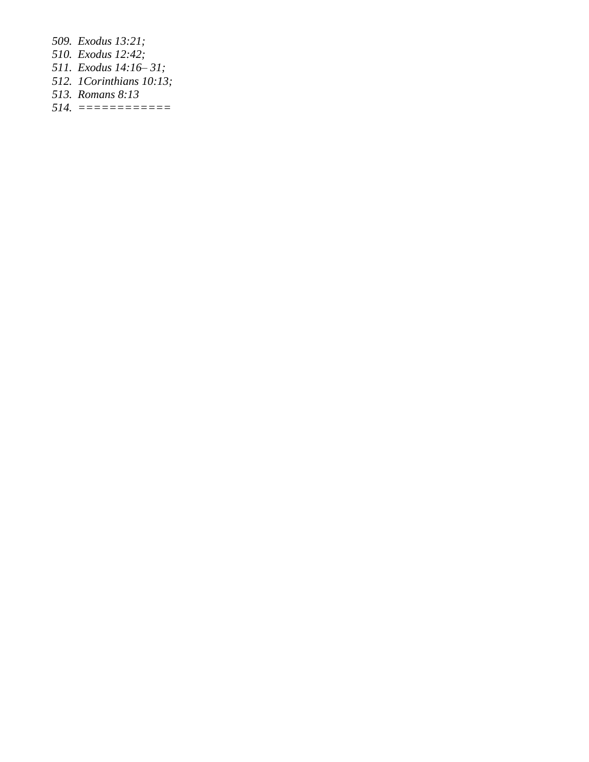509. *Exodus 13:21;*
510. *Exodus 12:42;*
511. *Exodus 14:16– 31;*
512. *1Corinthians 10:13;*
513. *Romans 8:13*
514. *============*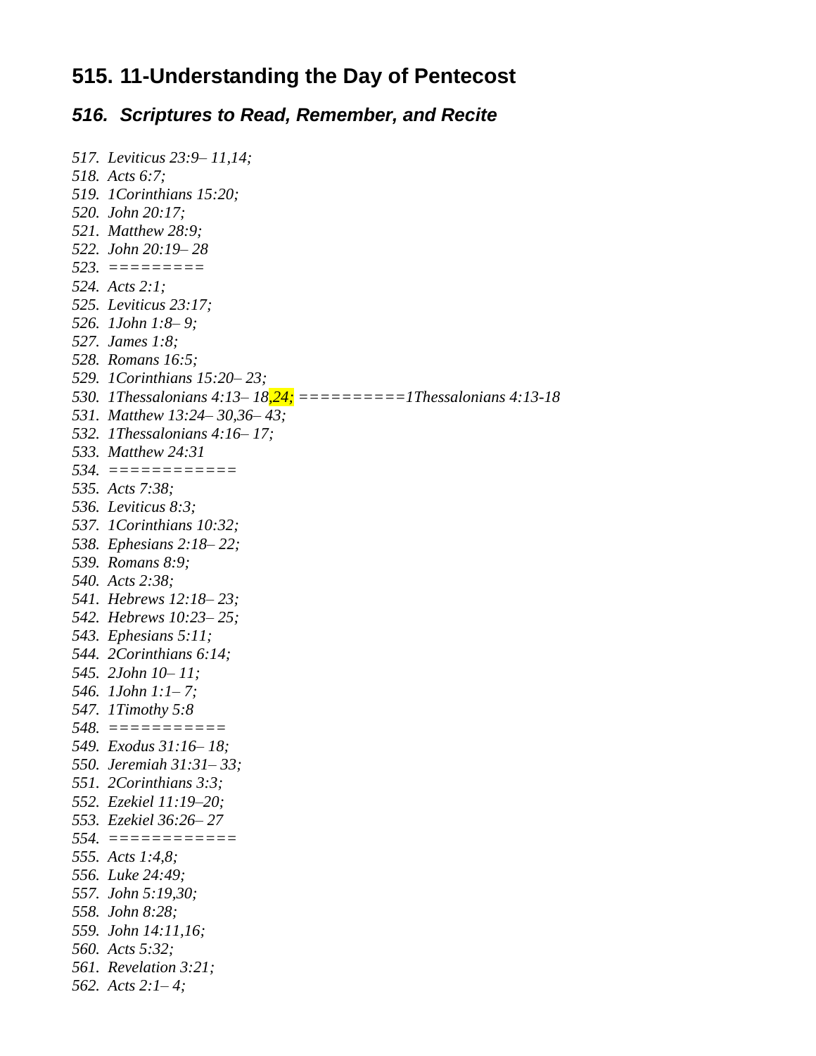# 515. 11-Understanding the Day of Pentecost

## *516. Scriptures to Read, Remember, and Recite*

517. *Leviticus 23:9– 11,14;*
518. *Acts 6:7;*
519. *1Corinthians 15:20;*
520. *John 20:17;*
521. *Matthew 28:9;*
522. *John 20:19– 28*
523. *=========*
524. *Acts 2:1;*
525. *Leviticus 23:17;*
526. *1John 1:8– 9;*
527. *James 1:8;*
528. *Romans 16:5;*
529. *1Corinthians 15:20– 23;*
530. *1Thessalonians 4:13– 18,24; ==========1Thessalonians 4:13-18*
531. *Matthew 13:24– 30,36– 43;*
532. *1Thessalonians 4:16– 17;*
533. *Matthew 24:31*
534. *============*
535. *Acts 7:38;*
536. *Leviticus 8:3;*
537. *1Corinthians 10:32;*
538. *Ephesians 2:18– 22;*
539. *Romans 8:9;*
540. *Acts 2:38;*
541. *Hebrews 12:18– 23;*
542. *Hebrews 10:23– 25;*
543. *Ephesians 5:11;*
544. *2Corinthians 6:14;*
545. *2John 10– 11;*
546. *1John 1:1– 7;*
547. *1Timothy 5:8*
548. *===========*
549. *Exodus 31:16– 18;*
550. *Jeremiah 31:31– 33;*
551. *2Corinthians 3:3;*
552. *Ezekiel 11:19–20;*
553. *Ezekiel 36:26– 27*
554. *============*
555. *Acts 1:4,8;*
556. *Luke 24:49;*
557. *John 5:19,30;*
558. *John 8:28;*
559. *John 14:11,16;*
560. *Acts 5:32;*
561. *Revelation 3:21;*
562. *Acts 2:1– 4;*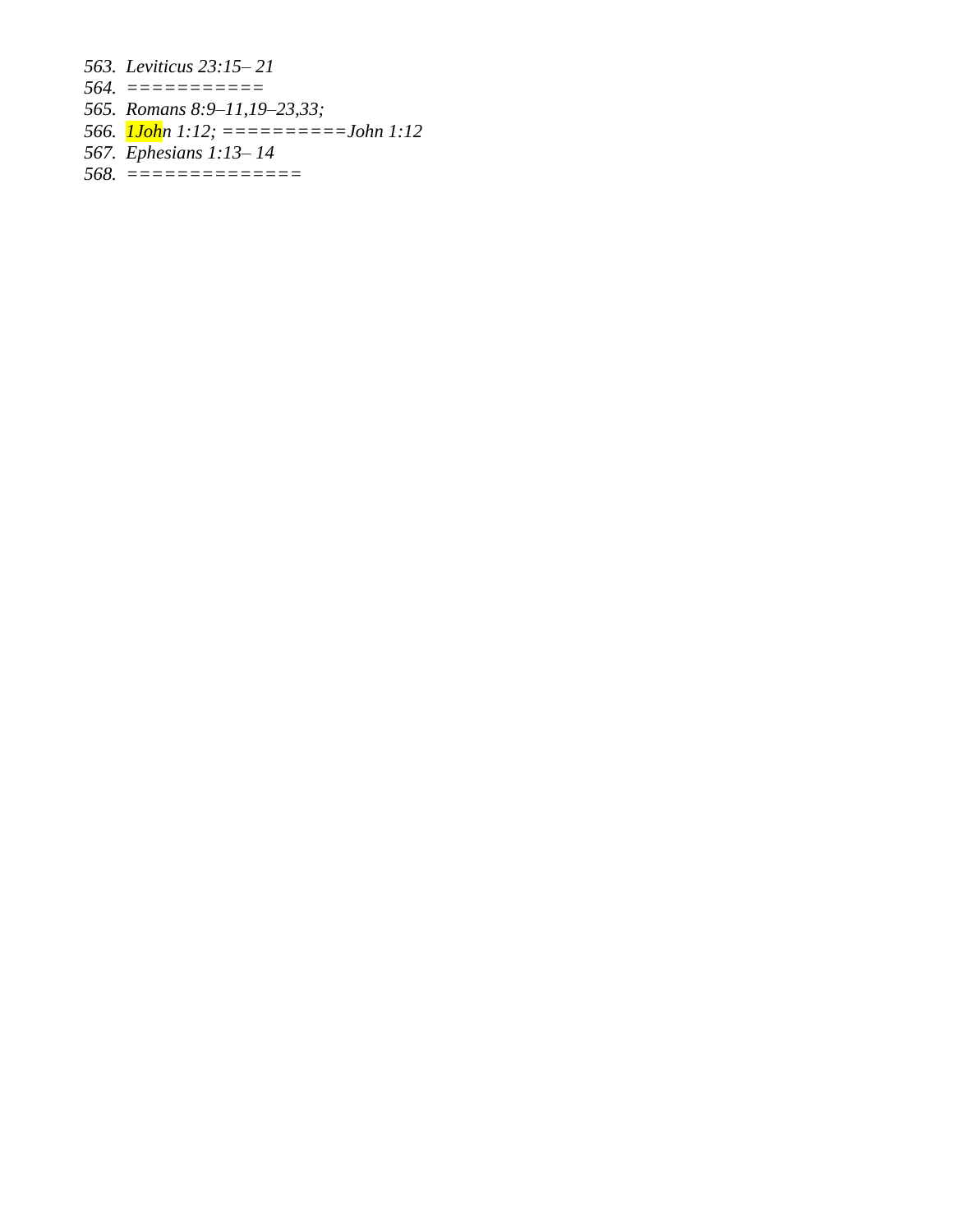563. *Leviticus 23:15– 21*
564. *===========*
565. *Romans 8:9–11,19–23,33;*
566. *1John 1:12; ==========John 1:12*
567. *Ephesians 1:13– 14*
568. *==============*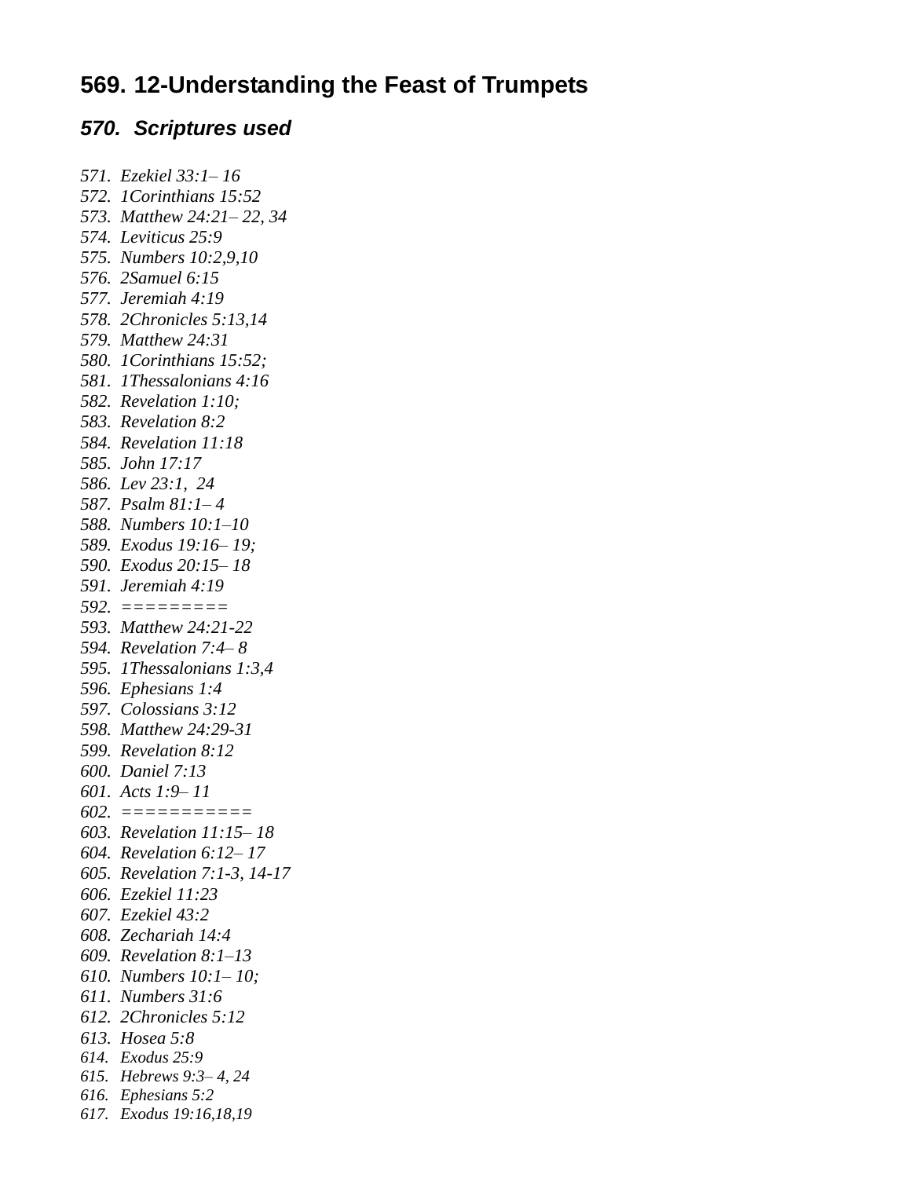# 569. 12-Understanding the Feast of Trumpets

## *570. Scriptures used*

571. *Ezekiel 33:1– 16*
572. *1Corinthians 15:52*
573. *Matthew 24:21– 22, 34*
574. *Leviticus 25:9*
575. *Numbers 10:2,9,10*
576. *2Samuel 6:15*
577. *Jeremiah 4:19*
578. *2Chronicles 5:13,14*
579. *Matthew 24:31*
580. *1Corinthians 15:52;*
581. *1Thessalonians 4:16*
582. *Revelation 1:10;*
583. *Revelation 8:2*
584. *Revelation 11:18*
585. *John 17:17*
586. *Lev 23:1, 24*
587. *Psalm 81:1– 4*
588. *Numbers 10:1–10*
589. *Exodus 19:16– 19;*
590. *Exodus 20:15– 18*
591. *Jeremiah 4:19*
592. *=========*
593. *Matthew 24:21-22*
594. *Revelation 7:4– 8*
595. *1Thessalonians 1:3,4*
596. *Ephesians 1:4*
597. *Colossians 3:12*
598. *Matthew 24:29-31*
599. *Revelation 8:12*
600. *Daniel 7:13*
601. *Acts 1:9– 11*
602. *===========*
603. *Revelation 11:15– 18*
604. *Revelation 6:12– 17*
605. *Revelation 7:1-3, 14-17*
606. *Ezekiel 11:23*
607. *Ezekiel 43:2*
608. *Zechariah 14:4*
609. *Revelation 8:1–13*
610. *Numbers 10:1– 10;*
611. *Numbers 31:6*
612. *2Chronicles 5:12*
613. *Hosea 5:8*
614. *Exodus 25:9*
615. *Hebrews 9:3– 4, 24*
616. *Ephesians 5:2*
617. *Exodus 19:16,18,19*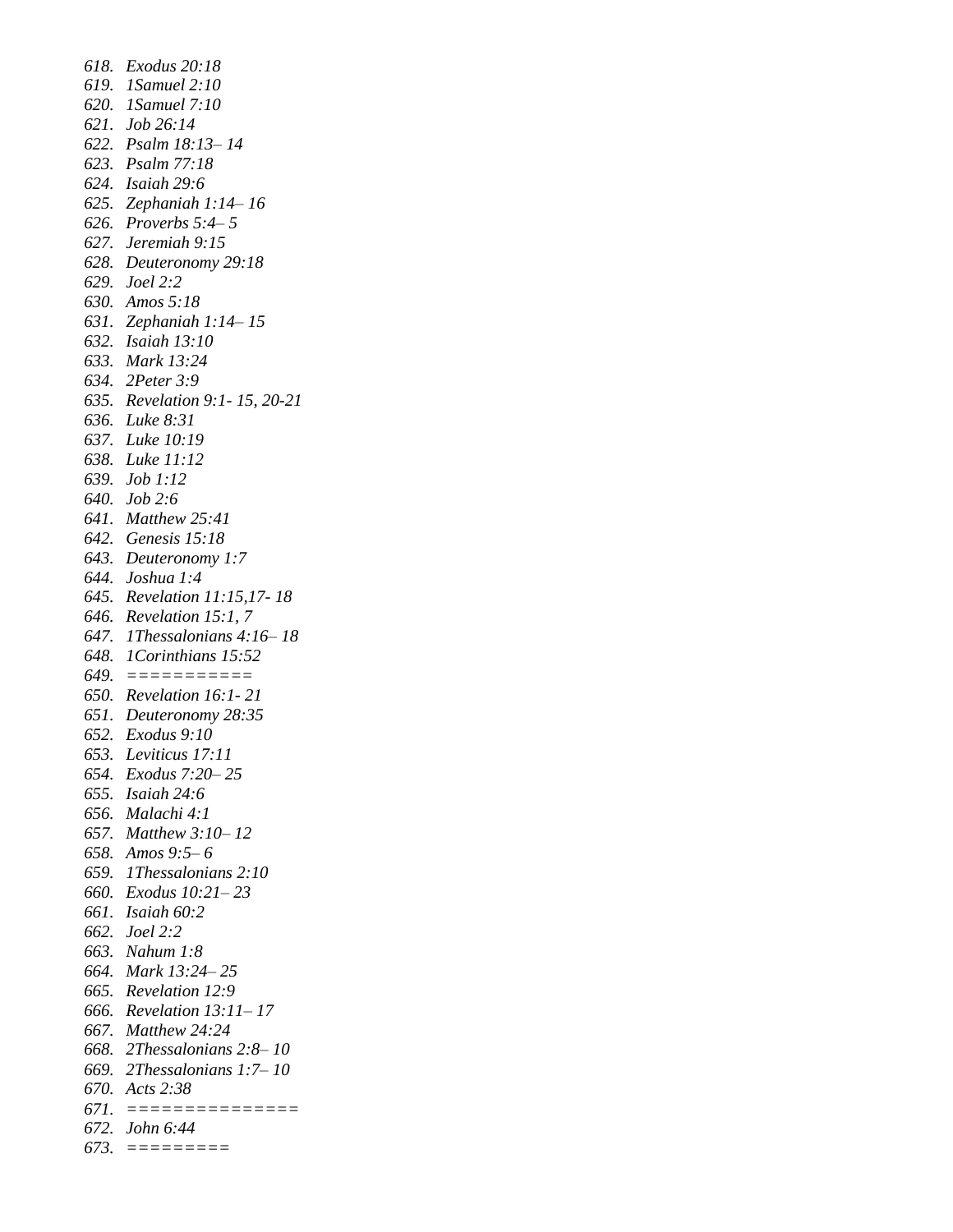618. *Exodus 20:18*
619. *1Samuel 2:10*
620. *1Samuel 7:10*
621. *Job 26:14*
622. *Psalm 18:13– 14*
623. *Psalm 77:18*
624. *Isaiah 29:6*
625. *Zephaniah 1:14– 16*
626. *Proverbs 5:4– 5*
627. *Jeremiah 9:15*
628. *Deuteronomy 29:18*
629. *Joel 2:2*
630. *Amos 5:18*
631. *Zephaniah 1:14– 15*
632. *Isaiah 13:10*
633. *Mark 13:24*
634. *2Peter 3:9*
635. *Revelation 9:1- 15, 20-21*
636. *Luke 8:31*
637. *Luke 10:19*
638. *Luke 11:12*
639. *Job 1:12*
640. *Job 2:6*
641. *Matthew 25:41*
642. *Genesis 15:18*
643. *Deuteronomy 1:7*
644. *Joshua 1:4*
645. *Revelation 11:15,17- 18*
646. *Revelation 15:1, 7*
647. *1Thessalonians 4:16– 18*
648. *1Corinthians 15:52*
649. *===========*
650. *Revelation 16:1- 21*
651. *Deuteronomy 28:35*
652. *Exodus 9:10*
653. *Leviticus 17:11*
654. *Exodus 7:20– 25*
655. *Isaiah 24:6*
656. *Malachi 4:1*
657. *Matthew 3:10– 12*
658. *Amos 9:5– 6*
659. *1Thessalonians 2:10*
660. *Exodus 10:21– 23*
661. *Isaiah 60:2*
662. *Joel 2:2*
663. *Nahum 1:8*
664. *Mark 13:24– 25*
665. *Revelation 12:9*
666. *Revelation 13:11– 17*
667. *Matthew 24:24*
668. *2Thessalonians 2:8– 10*
669. *2Thessalonians 1:7– 10*
670. *Acts 2:38*
671. *===============*
672. *John 6:44*
673. *=========*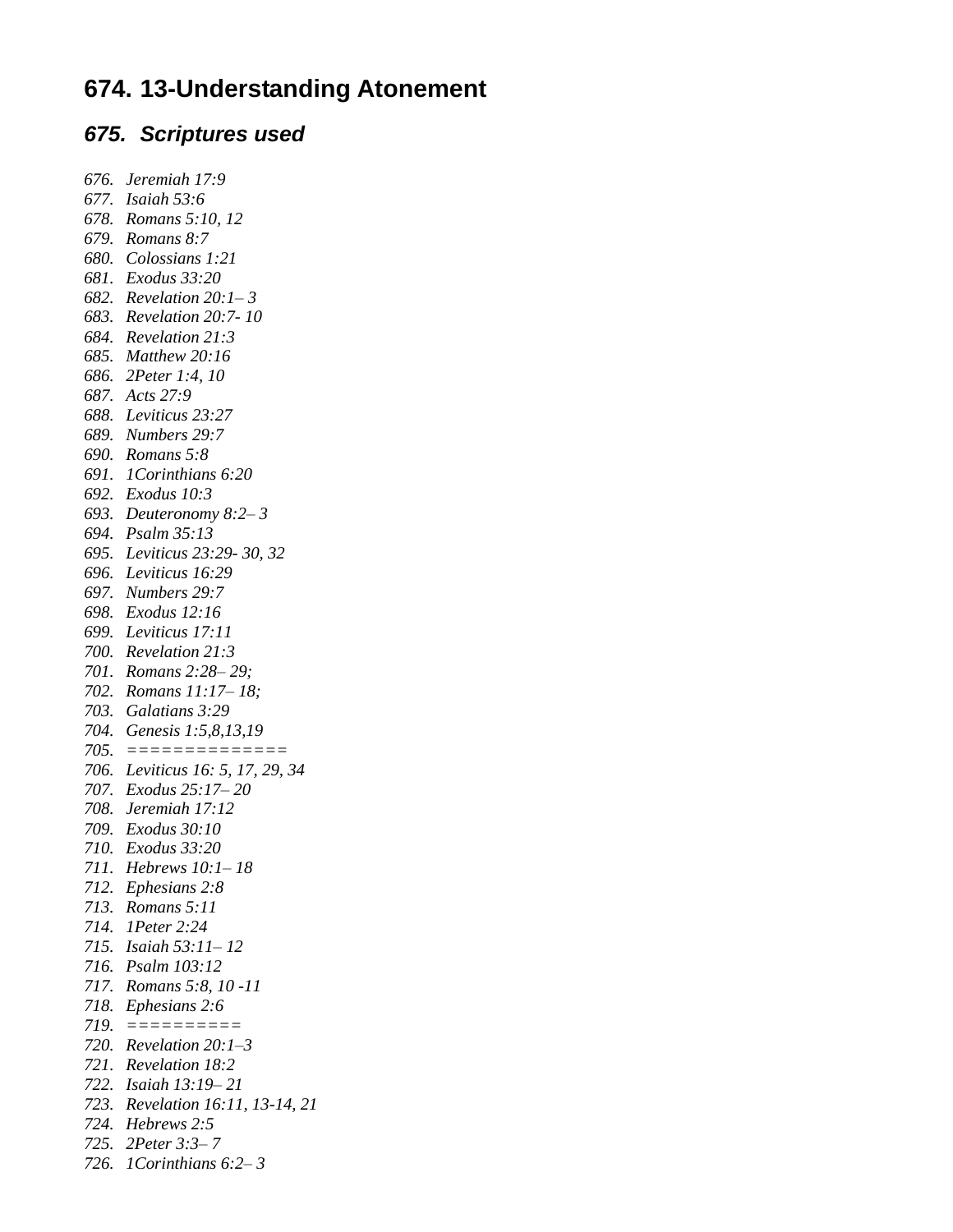# 674. 13-Understanding Atonement

## *675. Scriptures used*

676. *Jeremiah 17:9*
677. *Isaiah 53:6*
678. *Romans 5:10, 12*
679. *Romans 8:7*
680. *Colossians 1:21*
681. *Exodus 33:20*
682. *Revelation 20:1– 3*
683. *Revelation 20:7- 10*
684. *Revelation 21:3*
685. *Matthew 20:16*
686. *2Peter 1:4, 10*
687. *Acts 27:9*
688. *Leviticus 23:27*
689. *Numbers 29:7*
690. *Romans 5:8*
691. *1Corinthians 6:20*
692. *Exodus 10:3*
693. *Deuteronomy 8:2– 3*
694. *Psalm 35:13*
695. *Leviticus 23:29- 30, 32*
696. *Leviticus 16:29*
697. *Numbers 29:7*
698. *Exodus 12:16*
699. *Leviticus 17:11*
700. *Revelation 21:3*
701. *Romans 2:28– 29;*
702. *Romans 11:17– 18;*
703. *Galatians 3:29*
704. *Genesis 1:5,8,13,19*
705. *==============*
706. *Leviticus 16: 5, 17, 29, 34*
707. *Exodus 25:17– 20*
708. *Jeremiah 17:12*
709. *Exodus 30:10*
710. *Exodus 33:20*
711. *Hebrews 10:1– 18*
712. *Ephesians 2:8*
713. *Romans 5:11*
714. *1Peter 2:24*
715. *Isaiah 53:11– 12*
716. *Psalm 103:12*
717. *Romans 5:8, 10 -11*
718. *Ephesians 2:6*
719. *==========*
720. *Revelation 20:1–3*
721. *Revelation 18:2*
722. *Isaiah 13:19– 21*
723. *Revelation 16:11, 13-14, 21*
724. *Hebrews 2:5*
725. *2Peter 3:3– 7*
726. *1Corinthians 6:2– 3*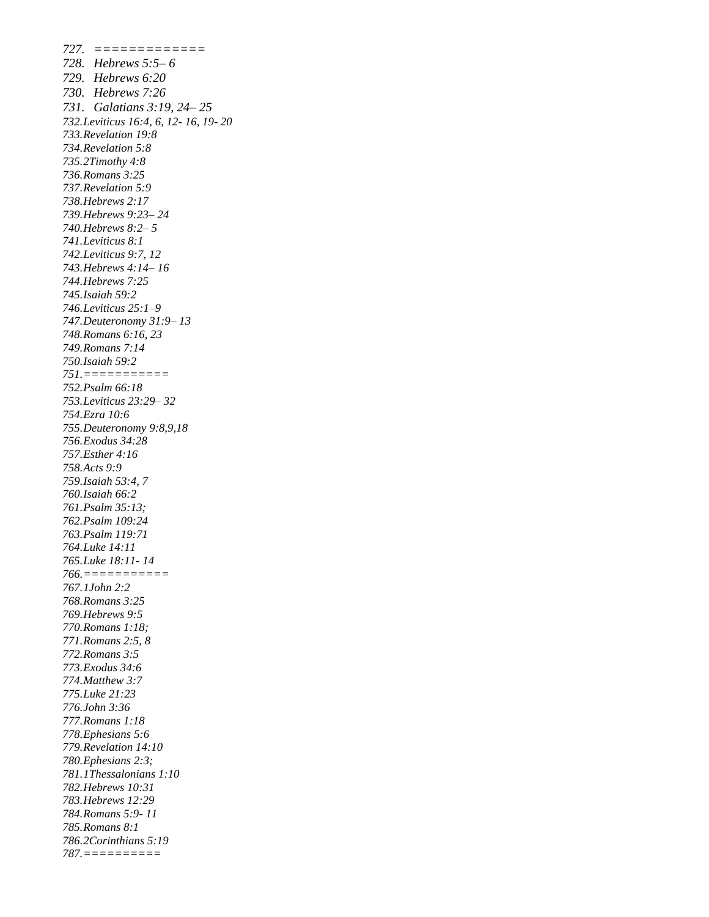727. =============
728. *Hebrews 5:5– 6*
729. *Hebrews 6:20*
730. *Hebrews 7:26*
731. *Galatians 3:19, 24– 25*
732. *Leviticus 16:4, 6, 12- 16, 19- 20*
733. *Revelation 19:8*
734. *Revelation 5:8*
735. *2Timothy 4:8*
736. *Romans 3:25*
737. *Revelation 5:9*
738. *Hebrews 2:17*
739. *Hebrews 9:23– 24*
740. *Hebrews 8:2– 5*
741. *Leviticus 8:1*
742. *Leviticus 9:7, 12*
743. *Hebrews 4:14– 16*
744. *Hebrews 7:25*
745. *Isaiah 59:2*
746. *Leviticus 25:1–9*
747. *Deuteronomy 31:9– 13*
748. *Romans 6:16, 23*
749. *Romans 7:14*
750. *Isaiah 59:2*
751. ===========
752. *Psalm 66:18*
753. *Leviticus 23:29– 32*
754. *Ezra 10:6*
755. *Deuteronomy 9:8,9,18*
756. *Exodus 34:28*
757. *Esther 4:16*
758. *Acts 9:9*
759. *Isaiah 53:4, 7*
760. *Isaiah 66:2*
761. *Psalm 35:13;*
762. *Psalm 109:24*
763. *Psalm 119:71*
764. *Luke 14:11*
765. *Luke 18:11- 14*
766. ===========
767. *1John 2:2*
768. *Romans 3:25*
769. *Hebrews 9:5*
770. *Romans 1:18;*
771. *Romans 2:5, 8*
772. *Romans 3:5*
773. *Exodus 34:6*
774. *Matthew 3:7*
775. *Luke 21:23*
776. *John 3:36*
777. *Romans 1:18*
778. *Ephesians 5:6*
779. *Revelation 14:10*
780. *Ephesians 2:3;*
781. *1Thessalonians 1:10*
782. *Hebrews 10:31*
783. *Hebrews 12:29*
784. *Romans 5:9- 11*
785. *Romans 8:1*
786. *2Corinthians 5:19*
787. ==========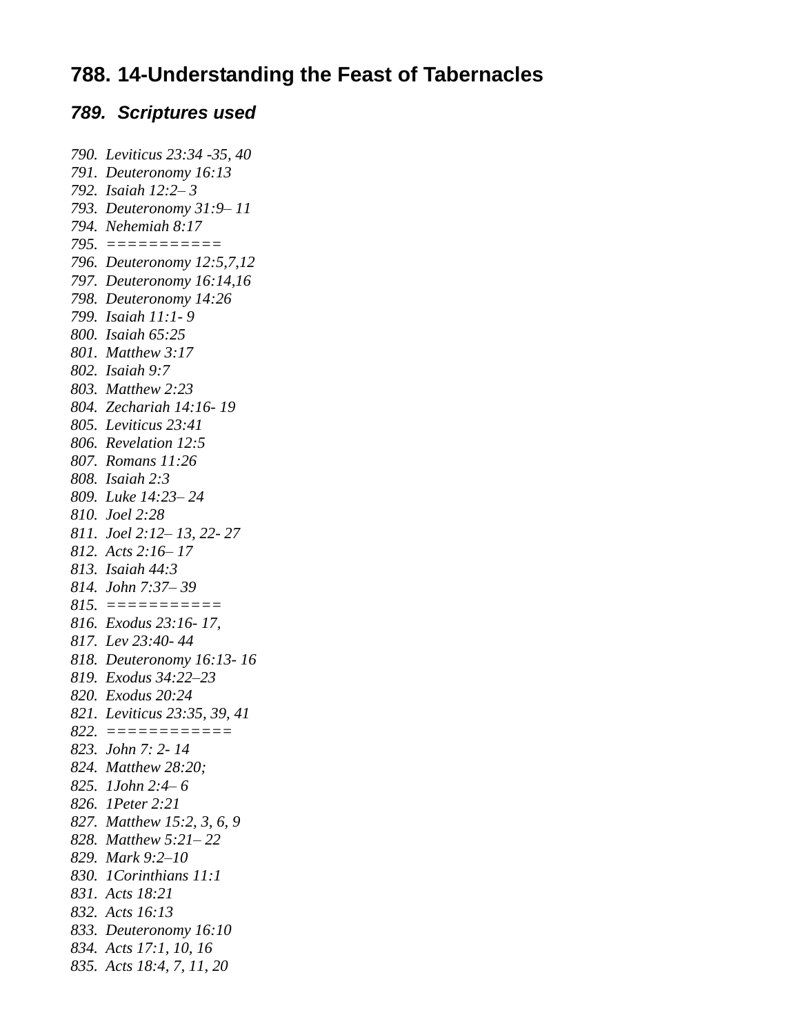## 788. 14-Understanding the Feast of Tabernacles

### *789. Scriptures used*

*790. Leviticus 23:34 -35, 40*
*791. Deuteronomy 16:13*
*792. Isaiah 12:2– 3*
*793. Deuteronomy 31:9– 11*
*794. Nehemiah 8:17*
*795. ===========*
*796. Deuteronomy 12:5,7,12*
*797. Deuteronomy 16:14,16*
*798. Deuteronomy 14:26*
*799. Isaiah 11:1- 9*
*800. Isaiah 65:25*
*801. Matthew 3:17*
*802. Isaiah 9:7*
*803. Matthew 2:23*
*804. Zechariah 14:16- 19*
*805. Leviticus 23:41*
*806. Revelation 12:5*
*807. Romans 11:26*
*808. Isaiah 2:3*
*809. Luke 14:23– 24*
*810. Joel 2:28*
*811. Joel 2:12– 13, 22- 27*
*812. Acts 2:16– 17*
*813. Isaiah 44:3*
*814. John 7:37– 39*
*815. ===========*
*816. Exodus 23:16- 17,*
*817. Lev 23:40- 44*
*818. Deuteronomy 16:13- 16*
*819. Exodus 34:22–23*
*820. Exodus 20:24*
*821. Leviticus 23:35, 39, 41*
*822. ============*
*823. John 7: 2- 14*
*824. Matthew 28:20;*
*825. 1John 2:4– 6*
*826. 1Peter 2:21*
*827. Matthew 15:2, 3, 6, 9*
*828. Matthew 5:21– 22*
*829. Mark 9:2–10*
*830. 1Corinthians 11:1*
*831. Acts 18:21*
*832. Acts 16:13*
*833. Deuteronomy 16:10*
*834. Acts 17:1, 10, 16*
*835. Acts 18:4, 7, 11, 20*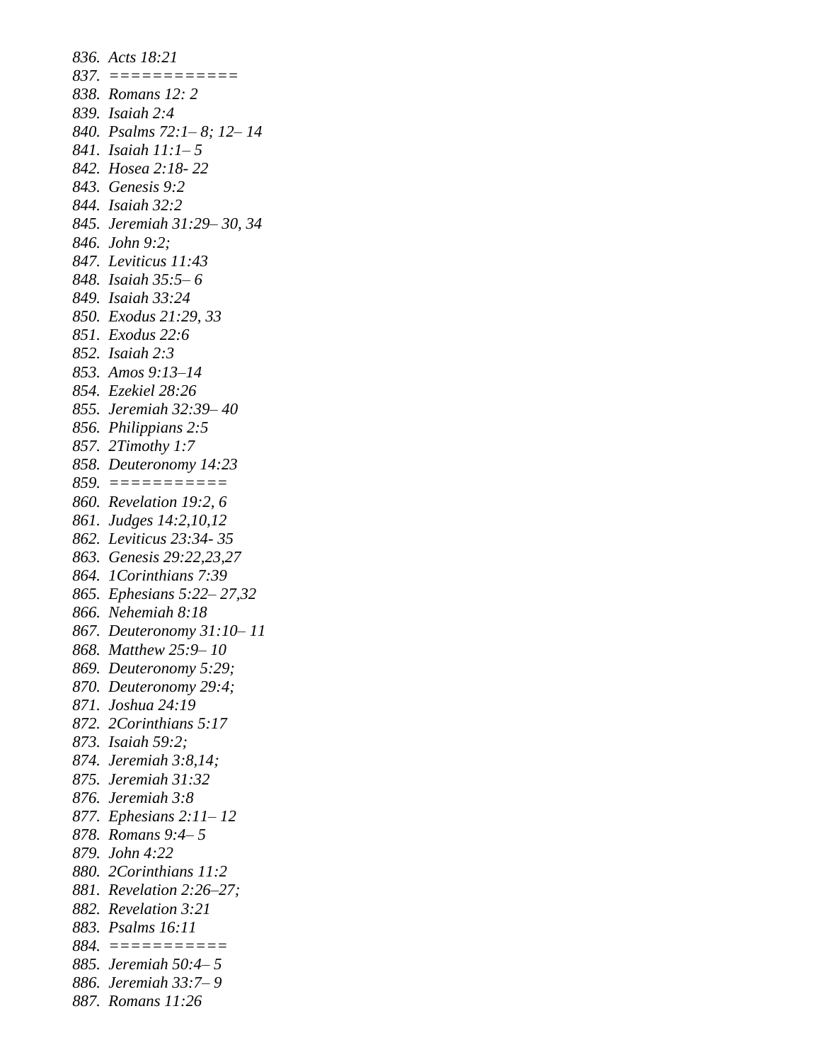836. *Acts 18:21*
837. *============*
838. *Romans 12: 2*
839. *Isaiah 2:4*
840. *Psalms 72:1– 8; 12– 14*
841. *Isaiah 11:1– 5*
842. *Hosea 2:18- 22*
843. *Genesis 9:2*
844. *Isaiah 32:2*
845. *Jeremiah 31:29– 30, 34*
846. *John 9:2;*
847. *Leviticus 11:43*
848. *Isaiah 35:5– 6*
849. *Isaiah 33:24*
850. *Exodus 21:29, 33*
851. *Exodus 22:6*
852. *Isaiah 2:3*
853. *Amos 9:13–14*
854. *Ezekiel 28:26*
855. *Jeremiah 32:39– 40*
856. *Philippians 2:5*
857. *2Timothy 1:7*
858. *Deuteronomy 14:23*
859. *===========*
860. *Revelation 19:2, 6*
861. *Judges 14:2,10,12*
862. *Leviticus 23:34- 35*
863. *Genesis 29:22,23,27*
864. *1Corinthians 7:39*
865. *Ephesians 5:22– 27,32*
866. *Nehemiah 8:18*
867. *Deuteronomy 31:10– 11*
868. *Matthew 25:9– 10*
869. *Deuteronomy 5:29;*
870. *Deuteronomy 29:4;*
871. *Joshua 24:19*
872. *2Corinthians 5:17*
873. *Isaiah 59:2;*
874. *Jeremiah 3:8,14;*
875. *Jeremiah 31:32*
876. *Jeremiah 3:8*
877. *Ephesians 2:11– 12*
878. *Romans 9:4– 5*
879. *John 4:22*
880. *2Corinthians 11:2*
881. *Revelation 2:26–27;*
882. *Revelation 3:21*
883. *Psalms 16:11*
884. *===========*
885. *Jeremiah 50:4– 5*
886. *Jeremiah 33:7– 9*
887. *Romans 11:26*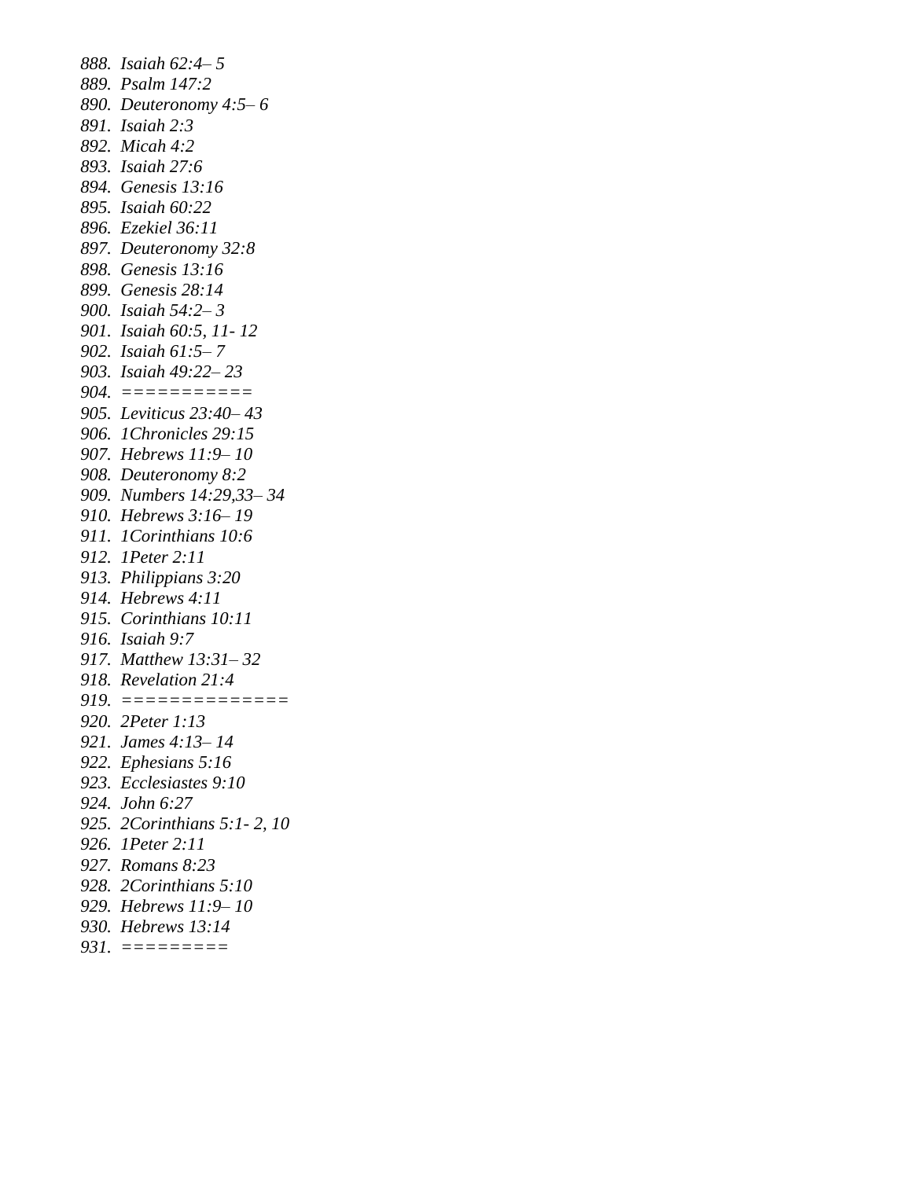*888. Isaiah 62:4– 5*
*889. Psalm 147:2*
*890. Deuteronomy 4:5– 6*
*891. Isaiah 2:3*
*892. Micah 4:2*
*893. Isaiah 27:6*
*894. Genesis 13:16*
*895. Isaiah 60:22*
*896. Ezekiel 36:11*
*897. Deuteronomy 32:8*
*898. Genesis 13:16*
*899. Genesis 28:14*
*900. Isaiah 54:2– 3*
*901. Isaiah 60:5, 11- 12*
*902. Isaiah 61:5– 7*
*903. Isaiah 49:22– 23*
*904. ===========*
*905. Leviticus 23:40– 43*
*906. 1Chronicles 29:15*
*907. Hebrews 11:9– 10*
*908. Deuteronomy 8:2*
*909. Numbers 14:29,33– 34*
*910. Hebrews 3:16– 19*
*911. 1Corinthians 10:6*
*912. 1Peter 2:11*
*913. Philippians 3:20*
*914. Hebrews 4:11*
*915. Corinthians 10:11*
*916. Isaiah 9:7*
*917. Matthew 13:31– 32*
*918. Revelation 21:4*
*919. ==============*
*920. 2Peter 1:13*
*921. James 4:13– 14*
*922. Ephesians 5:16*
*923. Ecclesiastes 9:10*
*924. John 6:27*
*925. 2Corinthians 5:1- 2, 10*
*926. 1Peter 2:11*
*927. Romans 8:23*
*928. 2Corinthians 5:10*
*929. Hebrews 11:9– 10*
*930. Hebrews 13:14*
*931. =========*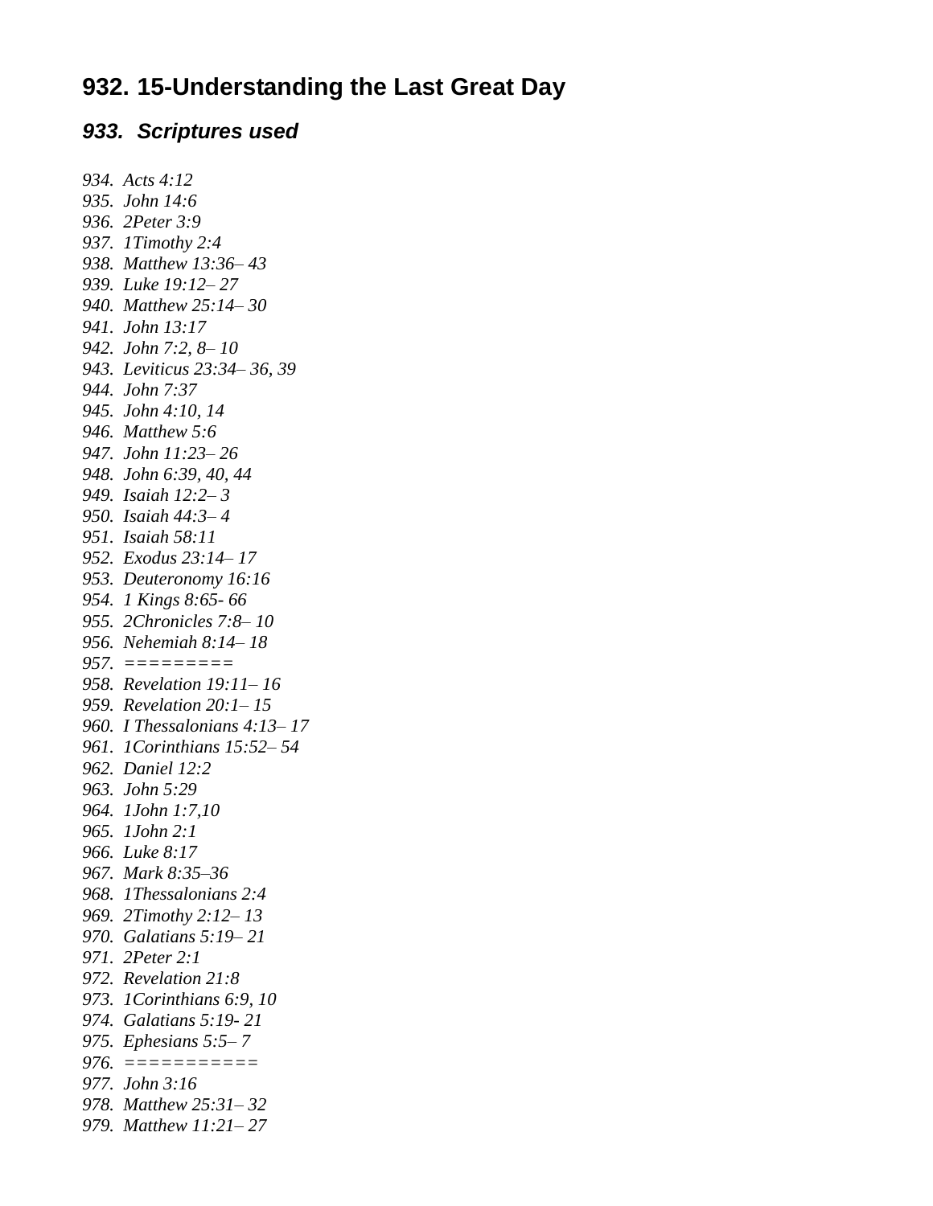## 932. 15-Understanding the Last Great Day

### *933. Scriptures used*

*934. Acts 4:12*
*935. John 14:6*
*936. 2Peter 3:9*
*937. 1Timothy 2:4*
*938. Matthew 13:36– 43*
*939. Luke 19:12– 27*
*940. Matthew 25:14– 30*
*941. John 13:17*
*942. John 7:2, 8– 10*
*943. Leviticus 23:34– 36, 39*
*944. John 7:37*
*945. John 4:10, 14*
*946. Matthew 5:6*
*947. John 11:23– 26*
*948. John 6:39, 40, 44*
*949. Isaiah 12:2– 3*
*950. Isaiah 44:3– 4*
*951. Isaiah 58:11*
*952. Exodus 23:14– 17*
*953. Deuteronomy 16:16*
*954. 1 Kings 8:65- 66*
*955. 2Chronicles 7:8– 10*
*956. Nehemiah 8:14– 18*
*957. =========*
*958. Revelation 19:11– 16*
*959. Revelation 20:1– 15*
*960. I Thessalonians 4:13– 17*
*961. 1Corinthians 15:52– 54*
*962. Daniel 12:2*
*963. John 5:29*
*964. 1John 1:7,10*
*965. 1John 2:1*
*966. Luke 8:17*
*967. Mark 8:35–36*
*968. 1Thessalonians 2:4*
*969. 2Timothy 2:12– 13*
*970. Galatians 5:19– 21*
*971. 2Peter 2:1*
*972. Revelation 21:8*
*973. 1Corinthians 6:9, 10*
*974. Galatians 5:19- 21*
*975. Ephesians 5:5– 7*
*976. ===========*
*977. John 3:16*
*978. Matthew 25:31– 32*
*979. Matthew 11:21– 27*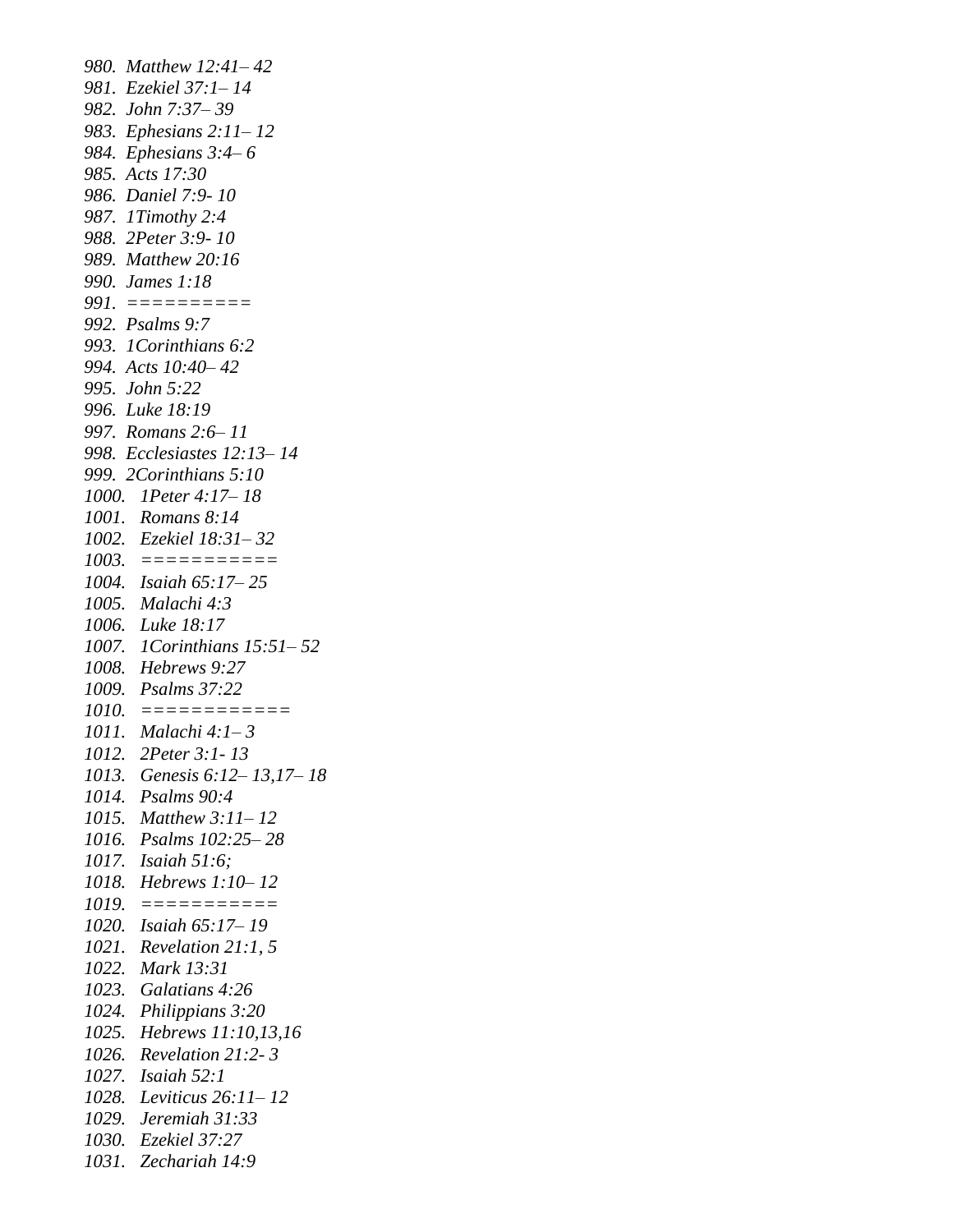980. *Matthew 12:41– 42*
981. *Ezekiel 37:1– 14*
982. *John 7:37– 39*
983. *Ephesians 2:11– 12*
984. *Ephesians 3:4– 6*
985. *Acts 17:30*
986. *Daniel 7:9- 10*
987. *1Timothy 2:4*
988. *2Peter 3:9- 10*
989. *Matthew 20:16*
990. *James 1:18*
991. *==========*
992. *Psalms 9:7*
993. *1Corinthians 6:2*
994. *Acts 10:40– 42*
995. *John 5:22*
996. *Luke 18:19*
997. *Romans 2:6– 11*
998. *Ecclesiastes 12:13– 14*
999. *2Corinthians 5:10*
1000. *1Peter 4:17– 18*
1001. *Romans 8:14*
1002. *Ezekiel 18:31– 32*
1003. *===========*
1004. *Isaiah 65:17– 25*
1005. *Malachi 4:3*
1006. *Luke 18:17*
1007. *1Corinthians 15:51– 52*
1008. *Hebrews 9:27*
1009. *Psalms 37:22*
1010. *============*
1011. *Malachi 4:1– 3*
1012. *2Peter 3:1- 13*
1013. *Genesis 6:12– 13,17– 18*
1014. *Psalms 90:4*
1015. *Matthew 3:11– 12*
1016. *Psalms 102:25– 28*
1017. *Isaiah 51:6;*
1018. *Hebrews 1:10– 12*
1019. *===========*
1020. *Isaiah 65:17– 19*
1021. *Revelation 21:1, 5*
1022. *Mark 13:31*
1023. *Galatians 4:26*
1024. *Philippians 3:20*
1025. *Hebrews 11:10,13,16*
1026. *Revelation 21:2- 3*
1027. *Isaiah 52:1*
1028. *Leviticus 26:11– 12*
1029. *Jeremiah 31:33*
1030. *Ezekiel 37:27*
1031. *Zechariah 14:9*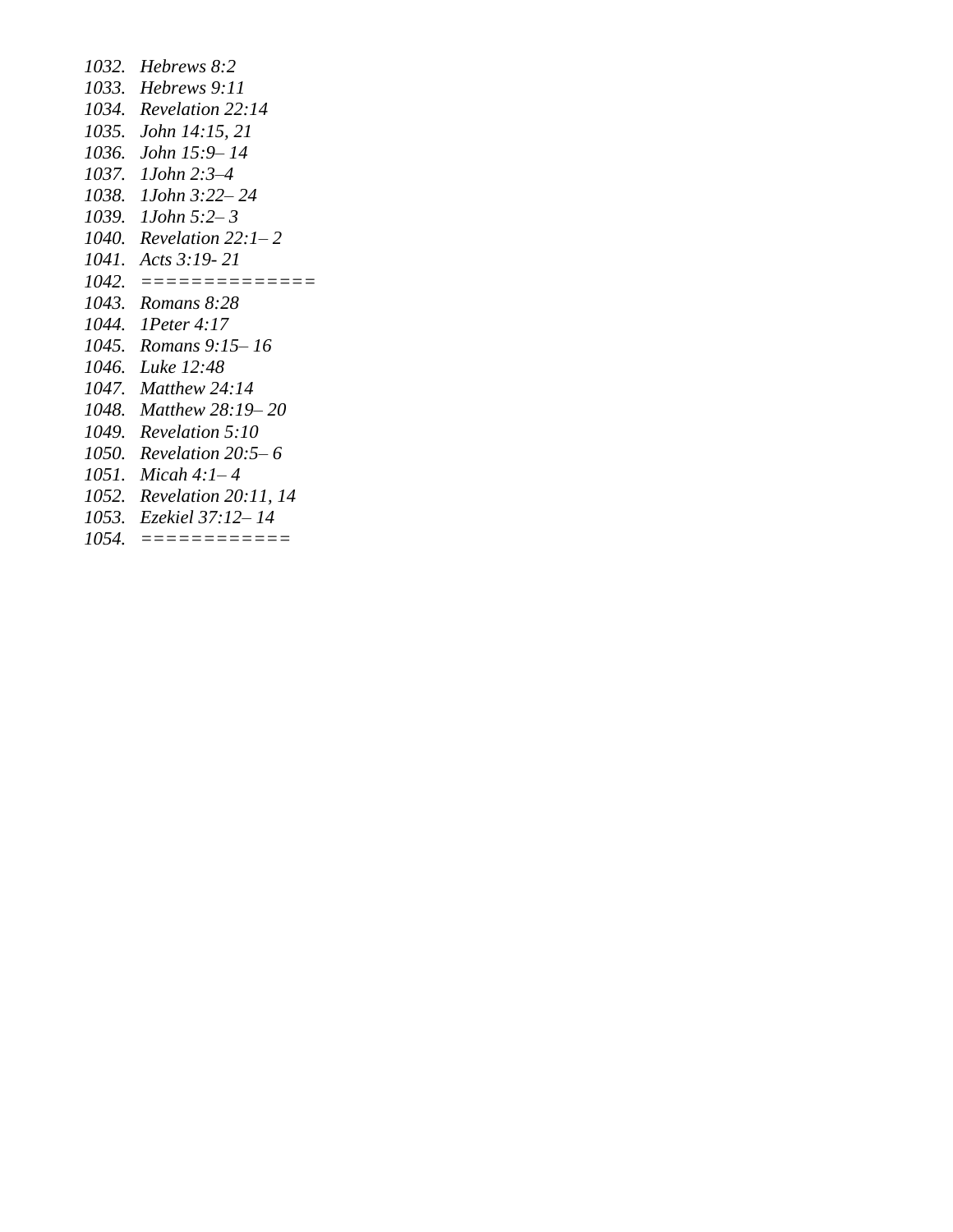1032. *Hebrews 8:2*
1033. *Hebrews 9:11*
1034. *Revelation 22:14*
1035. *John 14:15, 21*
1036. *John 15:9– 14*
1037. *1John 2:3–4*
1038. *1John 3:22– 24*
1039. *1John 5:2– 3*
1040. *Revelation 22:1– 2*
1041. *Acts 3:19- 21*
1042. *=============*
1043. *Romans 8:28*
1044. *1Peter 4:17*
1045. *Romans 9:15– 16*
1046. *Luke 12:48*
1047. *Matthew 24:14*
1048. *Matthew 28:19– 20*
1049. *Revelation 5:10*
1050. *Revelation 20:5– 6*
1051. *Micah 4:1– 4*
1052. *Revelation 20:11, 14*
1053. *Ezekiel 37:12– 14*
1054. *============*